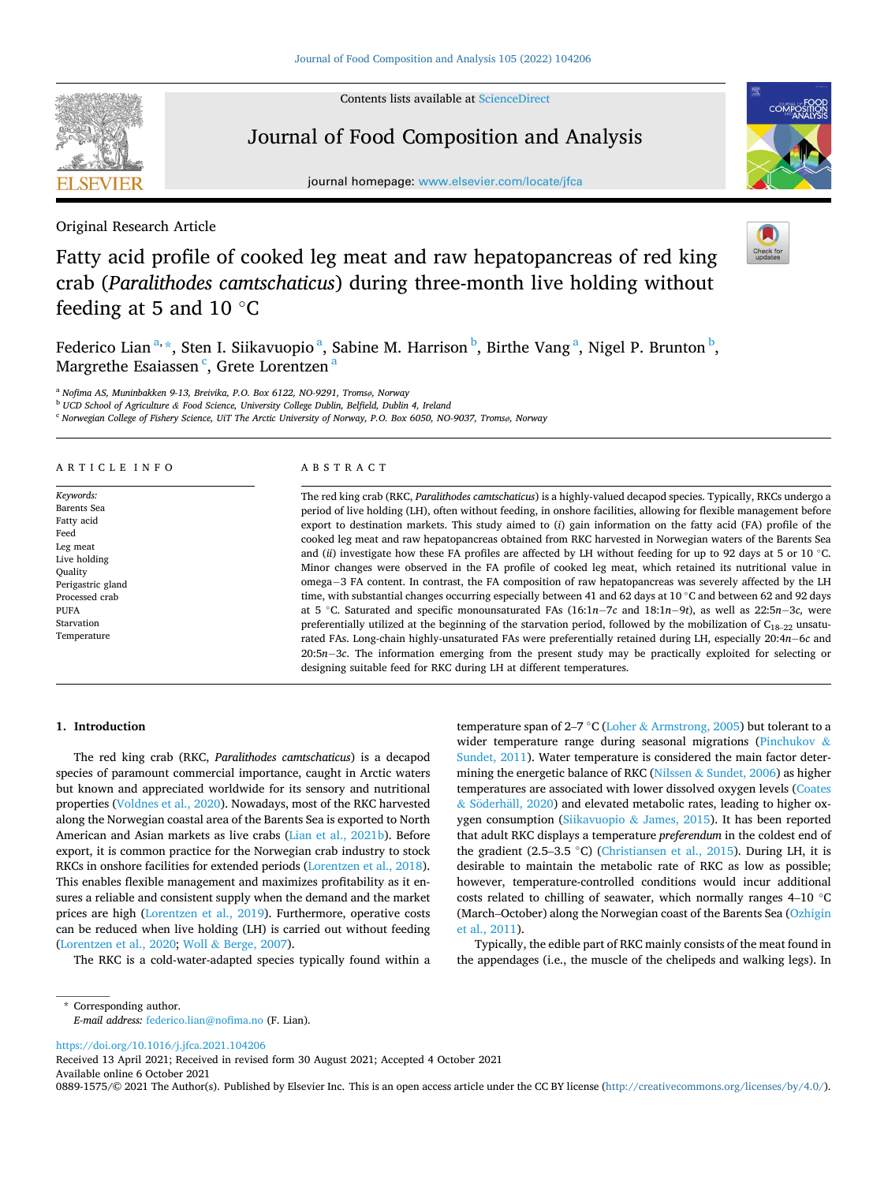Original Research Article

# Fatty acid profile of cooked leg meat and raw hepatopancreas of red king crab (*Paralithodes camtschaticus*) during three-month live holding without feeding at 5 and 10 °C

Federico Lian [a,*], Sten I. Siikavuopio [a], Sabine M. Harrison [b], Birthe Vang [a], Nigel P. Brunton [b], Margrethe Esaiassen [c], Grete Lorentzen [a]

[a] Nofima AS, Muninbakken 9-13, Breivika, P.O. Box 6122, NO-9291, Tromsø, Norway
[b] UCD School of Agriculture & Food Science, University College Dublin, Belfield, Dublin 4, Ireland
[c] Norwegian College of Fishery Science, UiT The Arctic University of Norway, P.O. Box 6050, NO-9037, Tromsø, Norway

## ARTICLE INFO

*Keywords:*
Barents Sea
Fatty acid
Feed
Leg meat
Live holding
Quality
Perigastric gland
Processed crab
PUFA
Starvation
Temperature

## ABSTRACT

The red king crab (RKC, *Paralithodes camtschaticus*) is a highly-valued decapod species. Typically, RKCs undergo a period of live holding (LH), often without feeding, in onshore facilities, allowing for flexible management before export to destination markets. This study aimed to (*i*) gain information on the fatty acid (FA) profile of the cooked leg meat and raw hepatopancreas obtained from RKC harvested in Norwegian waters of the Barents Sea and (*ii*) investigate how these FA profiles are affected by LH without feeding for up to 92 days at 5 or 10 °C. Minor changes were observed in the FA profile of cooked leg meat, which retained its nutritional value in omega−3 FA content. In contrast, the FA composition of raw hepatopancreas was severely affected by the LH time, with substantial changes occurring especially between 41 and 62 days at 10 °C and between 62 and 92 days at 5 °C. Saturated and specific monounsaturated FAs (16:1*n*−7*c* and 18:1*n*−9*t*), as well as 22:5*n*−3*c*, were preferentially utilized at the beginning of the starvation period, followed by the mobilization of $C_{18-22}$ unsaturated FAs. Long-chain highly-unsaturated FAs were preferentially retained during LH, especially 20:4*n*−6*c* and 20:5*n*−3*c*. The information emerging from the present study may be practically exploited for selecting or designing suitable feed for RKC during LH at different temperatures.

## 1. Introduction

The red king crab (RKC, *Paralithodes camtschaticus*) is a decapod species of paramount commercial importance, caught in Arctic waters but known and appreciated worldwide for its sensory and nutritional properties (Voldnes et al., 2020). Nowadays, most of the RKC harvested along the Norwegian coastal area of the Barents Sea is exported to North American and Asian markets as live crabs (Lian et al., 2021b). Before export, it is common practice for the Norwegian crab industry to stock RKCs in onshore facilities for extended periods (Lorentzen et al., 2018). This enables flexible management and maximizes profitability as it ensures a reliable and consistent supply when the demand and the market prices are high (Lorentzen et al., 2019). Furthermore, operative costs can be reduced when live holding (LH) is carried out without feeding (Lorentzen et al., 2020; Woll & Berge, 2007).

The RKC is a cold-water-adapted species typically found within a temperature span of 2–7 °C (Loher & Armstrong, 2005) but tolerant to a wider temperature range during seasonal migrations (Pinchukov & Sundet, 2011). Water temperature is considered the main factor determining the energetic balance of RKC (Nilssen & Sundet, 2006) as higher temperatures are associated with lower dissolved oxygen levels (Coates & Söderhäll, 2020) and elevated metabolic rates, leading to higher oxygen consumption (Siikavuopio & James, 2015). It has been reported that adult RKC displays a temperature *preferendum* in the coldest end of the gradient (2.5–3.5 °C) (Christiansen et al., 2015). During LH, it is desirable to maintain the metabolic rate of RKC as low as possible; however, temperature-controlled conditions would incur additional costs related to chilling of seawater, which normally ranges 4–10 °C (March–October) along the Norwegian coast of the Barents Sea (Ozhigin et al., 2011).

Typically, the edible part of RKC mainly consists of the meat found in the appendages (i.e., the muscle of the chelipeds and walking legs). In

---

* Corresponding author.
*E-mail address:* federico.lian@nofima.no (F. Lian).

https://doi.org/10.1016/j.jfca.2021.104206
Received 13 April 2021; Received in revised form 30 August 2021; Accepted 4 October 2021
Available online 6 October 2021
0889-1575/© 2021 The Author(s). Published by Elsevier Inc. This is an open access article under the CC BY license (http://creativecommons.org/licenses/by/4.0/).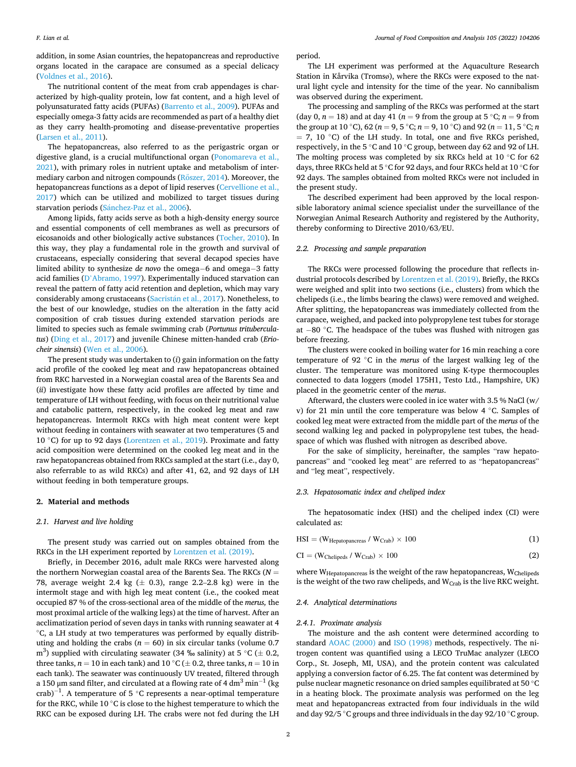addition, in some Asian countries, the hepatopancreas and reproductive organs located in the carapace are consumed as a special delicacy (Voldnes et al., 2016).

The nutritional content of the meat from crab appendages is characterized by high-quality protein, low fat content, and a high level of polyunsaturated fatty acids (PUFAs) (Barrento et al., 2009). PUFAs and especially omega-3 fatty acids are recommended as part of a healthy diet as they carry health-promoting and disease-preventative properties (Larsen et al., 2011).

The hepatopancreas, also referred to as the perigastric organ or digestive gland, is a crucial multifunctional organ (Ponomareva et al., 2021), with primary roles in nutrient uptake and metabolism of intermediary carbon and nitrogen compounds (Rőszer, 2014). Moreover, the hepatopancreas functions as a depot of lipid reserves (Cervellione et al., 2017) which can be utilized and mobilized to target tissues during starvation periods (Sánchez-Paz et al., 2006).

Among lipids, fatty acids serve as both a high-density energy source and essential components of cell membranes as well as precursors of eicosanoids and other biologically active substances (Tocher, 2010). In this way, they play a fundamental role in the growth and survival of crustaceans, especially considering that several decapod species have limited ability to synthesize *de novo* the omega−6 and omega−3 fatty acid families (D'Abramo, 1997). Experimentally induced starvation can reveal the pattern of fatty acid retention and depletion, which may vary considerably among crustaceans (Sacristán et al., 2017). Nonetheless, to the best of our knowledge, studies on the alteration in the fatty acid composition of crab tissues during extended starvation periods are limited to species such as female swimming crab (*Portunus trituberculatus*) (Ding et al., 2017) and juvenile Chinese mitten-handed crab (*Eriocheir sinensis*) (Wen et al., 2006).

The present study was undertaken to (*i*) gain information on the fatty acid profile of the cooked leg meat and raw hepatopancreas obtained from RKC harvested in a Norwegian coastal area of the Barents Sea and (*ii*) investigate how these fatty acid profiles are affected by time and temperature of LH without feeding, with focus on their nutritional value and catabolic pattern, respectively, in the cooked leg meat and raw hepatopancreas. Intermolt RKCs with high meat content were kept without feeding in containers with seawater at two temperatures (5 and 10 °C) for up to 92 days (Lorentzen et al., 2019). Proximate and fatty acid composition were determined on the cooked leg meat and in the raw hepatopancreas obtained from RKCs sampled at the start (i.e., day 0, also referrable to as wild RKCs) and after 41, 62, and 92 days of LH without feeding in both temperature groups.

## 2. Material and methods

### 2.1. Harvest and live holding

The present study was carried out on samples obtained from the RKCs in the LH experiment reported by Lorentzen et al. (2019).

Briefly, in December 2016, adult male RKCs were harvested along the northern Norwegian coastal area of the Barents Sea. The RKCs ($N$ = 78, average weight 2.4 kg (± 0.3), range 2.2–2.8 kg) were in the intermolt stage and with high leg meat content (i.e., the cooked meat occupied 87 % of the cross-sectional area of the middle of the *merus,* the most proximal article of the walking legs) at the time of harvest. After an acclimatization period of seven days in tanks with running seawater at 4 °C, a LH study at two temperatures was performed by equally distributing and holding the crabs ($n$ = 60) in six circular tanks (volume 0.7 $m^3$) supplied with circulating seawater (34 ‰ salinity) at 5 °C (± 0.2, three tanks, $n$ = 10 in each tank) and 10 °C (± 0.2, three tanks, $n$ = 10 in each tank). The seawater was continuously UV treated, filtered through a 150 µm sand filter, and circulated at a flowing rate of 4 $dm^3$ $min^{-1}$ (kg crab)$^{-1}$. A temperature of 5 °C represents a near-optimal temperature for the RKC, while 10 °C is close to the highest temperature to which the RKC can be exposed during LH. The crabs were not fed during the LH period.

The LH experiment was performed at the Aquaculture Research Station in Kårvika (Tromsø), where the RKCs were exposed to the natural light cycle and intensity for the time of the year. No cannibalism was observed during the experiment.

The processing and sampling of the RKCs was performed at the start (day 0, $n$ = 18) and at day 41 ($n$ = 9 from the group at 5 °C; $n$ = 9 from the group at 10 °C), 62 ($n$ = 9, 5 °C; $n$ = 9, 10 °C) and 92 ($n$ = 11, 5 °C; $n$ = 7, 10 °C) of the LH study. In total, one and five RKCs perished, respectively, in the 5 °C and 10 °C group, between day 62 and 92 of LH. The molting process was completed by six RKCs held at 10 °C for 62 days, three RKCs held at 5 °C for 92 days, and four RKCs held at 10 °C for 92 days. The samples obtained from molted RKCs were not included in the present study.

The described experiment had been approved by the local responsible laboratory animal science specialist under the surveillance of the Norwegian Animal Research Authority and registered by the Authority, thereby conforming to Directive 2010/63/EU.

### 2.2. Processing and sample preparation

The RKCs were processed following the procedure that reflects industrial protocols described by Lorentzen et al. (2019). Briefly, the RKCs were weighed and split into two sections (i.e., clusters) from which the chelipeds (i.e., the limbs bearing the claws) were removed and weighed. After splitting, the hepatopancreas was immediately collected from the carapace, weighed, and packed into polypropylene test tubes for storage at −80 °C. The headspace of the tubes was flushed with nitrogen gas before freezing.

The clusters were cooked in boiling water for 16 min reaching a core temperature of 92 °C in the *merus* of the largest walking leg of the cluster. The temperature was monitored using K-type thermocouples connected to data loggers (model 175H1, Testo Ltd., Hampshire, UK) placed in the geometric center of the *merus*.

Afterward, the clusters were cooled in ice water with 3.5 % NaCl (w/v) for 21 min until the core temperature was below 4 °C. Samples of cooked leg meat were extracted from the middle part of the *merus* of the second walking leg and packed in polypropylene test tubes, the headspace of which was flushed with nitrogen as described above.

For the sake of simplicity, hereinafter, the samples "raw hepatopancreas" and "cooked leg meat" are referred to as "hepatopancreas" and "leg meat", respectively.

### 2.3. Hepatosomatic index and cheliped index

The hepatosomatic index (HSI) and the cheliped index (CI) were calculated as:

$$HSI = (W_{Hepatopancreas} / W_{Crab}) \times 100 \quad (1)$$

$$CI = (W_{Chelipeds} / W_{Crab}) \times 100 \quad (2)$$

where $W_{Hepatopancreas}$ is the weight of the raw hepatopancreas, $W_{Chelipeds}$ is the weight of the two raw chelipeds, and $W_{Crab}$ is the live RKC weight.

### 2.4. Analytical determinations

#### 2.4.1. Proximate analysis

The moisture and the ash content were determined according to standard AOAC (2000) and ISO (1998) methods, respectively. The nitrogen content was quantified using a LECO TruMac analyzer (LECO Corp., St. Joseph, MI, USA), and the protein content was calculated applying a conversion factor of 6.25. The fat content was determined by pulse nuclear magnetic resonance on dried samples equilibrated at 50 °C in a heating block. The proximate analysis was performed on the leg meat and hepatopancreas extracted from four individuals in the wild and day 92/5 °C groups and three individuals in the day 92/10 °C group.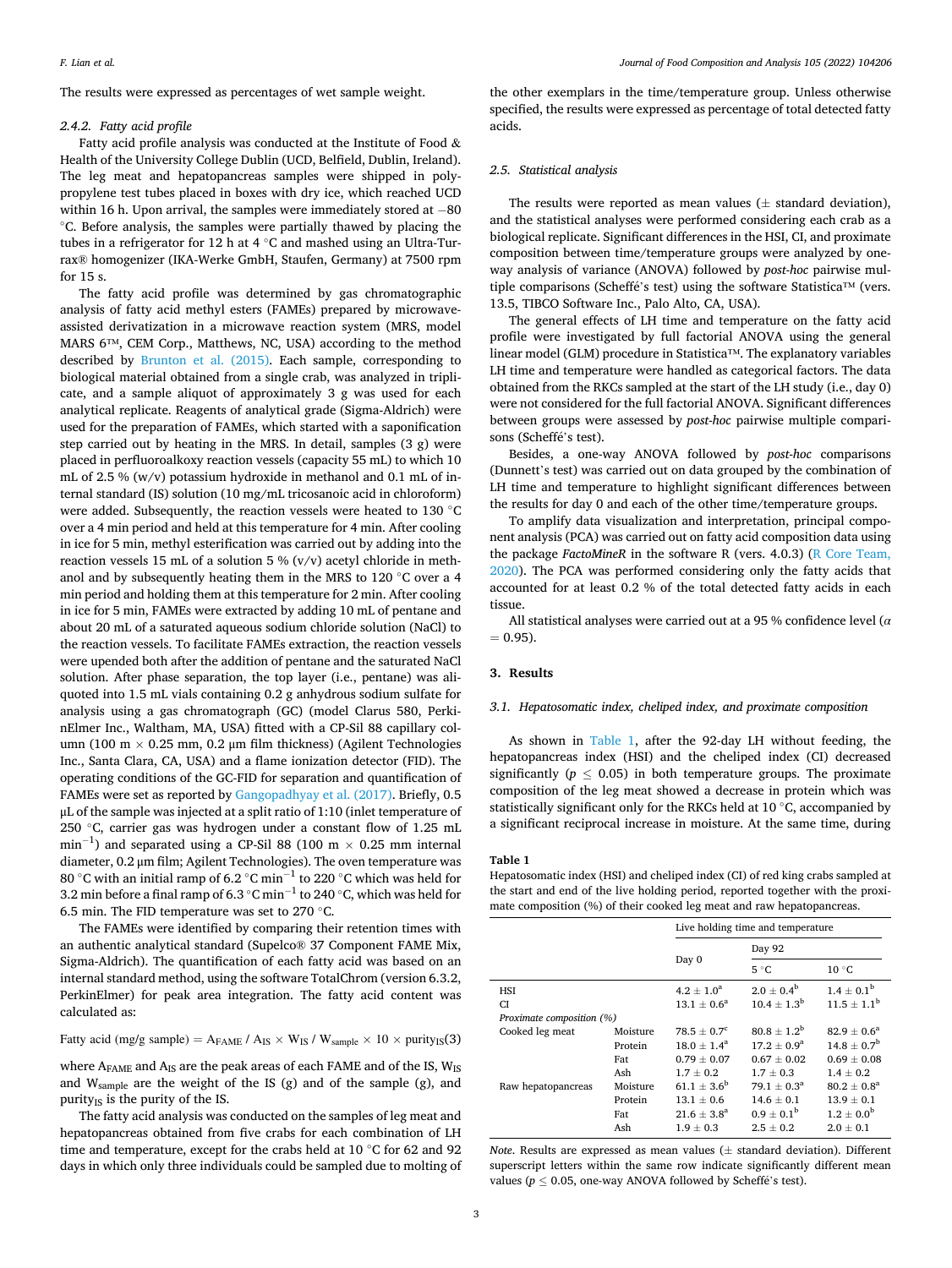The results were expressed as percentages of wet sample weight.

### 2.4.2. Fatty acid profile

Fatty acid profile analysis was conducted at the Institute of Food & Health of the University College Dublin (UCD, Belfield, Dublin, Ireland). The leg meat and hepatopancreas samples were shipped in polypropylene test tubes placed in boxes with dry ice, which reached UCD within 16 h. Upon arrival, the samples were immediately stored at −80 °C. Before analysis, the samples were partially thawed by placing the tubes in a refrigerator for 12 h at 4 °C and mashed using an Ultra-Turrax® homogenizer (IKA-Werke GmbH, Staufen, Germany) at 7500 rpm for 15 s.

The fatty acid profile was determined by gas chromatographic analysis of fatty acid methyl esters (FAMEs) prepared by microwave-assisted derivatization in a microwave reaction system (MRS, model MARS 6™, CEM Corp., Matthews, NC, USA) according to the method described by Brunton et al. (2015). Each sample, corresponding to biological material obtained from a single crab, was analyzed in triplicate, and a sample aliquot of approximately 3 g was used for each analytical replicate. Reagents of analytical grade (Sigma-Aldrich) were used for the preparation of FAMEs, which started with a saponification step carried out by heating in the MRS. In detail, samples (3 g) were placed in perfluoroalkoxy reaction vessels (capacity 55 mL) to which 10 mL of 2.5 % (w/v) potassium hydroxide in methanol and 0.1 mL of internal standard (IS) solution (10 mg/mL tricosanoic acid in chloroform) were added. Subsequently, the reaction vessels were heated to 130 °C over a 4 min period and held at this temperature for 4 min. After cooling in ice for 5 min, methyl esterification was carried out by adding into the reaction vessels 15 mL of a solution 5 % (v/v) acetyl chloride in methanol and by subsequently heating them in the MRS to 120 °C over a 4 min period and holding them at this temperature for 2 min. After cooling in ice for 5 min, FAMEs were extracted by adding 10 mL of pentane and about 20 mL of a saturated aqueous sodium chloride solution (NaCl) to the reaction vessels. To facilitate FAMEs extraction, the reaction vessels were upended both after the addition of pentane and the saturated NaCl solution. After phase separation, the top layer (i.e., pentane) was aliquoted into 1.5 mL vials containing 0.2 g anhydrous sodium sulfate for analysis using a gas chromatograph (GC) (model Clarus 580, PerkinElmer Inc., Waltham, MA, USA) fitted with a CP-Sil 88 capillary column (100 m × 0.25 mm, 0.2 μm film thickness) (Agilent Technologies Inc., Santa Clara, CA, USA) and a flame ionization detector (FID). The operating conditions of the GC-FID for separation and quantification of FAMEs were set as reported by Gangopadhyay et al. (2017). Briefly, 0.5 μL of the sample was injected at a split ratio of 1:10 (inlet temperature of 250 °C, carrier gas was hydrogen under a constant flow of 1.25 mL min$^{-1}$) and separated using a CP-Sil 88 (100 m × 0.25 mm internal diameter, 0.2 μm film; Agilent Technologies). The oven temperature was 80 °C with an initial ramp of 6.2 °C min$^{-1}$ to 220 °C which was held for 3.2 min before a final ramp of 6.3 °C min$^{-1}$ to 240 °C, which was held for 6.5 min. The FID temperature was set to 270 °C.

The FAMEs were identified by comparing their retention times with an authentic analytical standard (Supelco® 37 Component FAME Mix, Sigma-Aldrich). The quantification of each fatty acid was based on an internal standard method, using the software TotalChrom (version 6.3.2, PerkinElmer) for peak area integration. The fatty acid content was calculated as:

$$\text{Fatty acid (mg/g sample)} = A_{FAME} / A_{IS} \times W_{IS} / W_{sample} \times 10 \times purity_{IS} \quad (3)$$

where $A_{FAME}$ and $A_{IS}$ are the peak areas of each FAME and of the IS, $W_{IS}$ and $W_{sample}$ are the weight of the IS (g) and of the sample (g), and $purity_{IS}$ is the purity of the IS.

The fatty acid analysis was conducted on the samples of leg meat and hepatopancreas obtained from five crabs for each combination of LH time and temperature, except for the crabs held at 10 °C for 62 and 92 days in which only three individuals could be sampled due to molting of the other exemplars in the time/temperature group. Unless otherwise specified, the results were expressed as percentage of total detected fatty acids.

## 2.5. Statistical analysis

The results were reported as mean values (± standard deviation), and the statistical analyses were performed considering each crab as a biological replicate. Significant differences in the HSI, CI, and proximate composition between time/temperature groups were analyzed by one-way analysis of variance (ANOVA) followed by *post-hoc* pairwise multiple comparisons (Scheffé's test) using the software Statistica™ (vers. 13.5, TIBCO Software Inc., Palo Alto, CA, USA).

The general effects of LH time and temperature on the fatty acid profile were investigated by full factorial ANOVA using the general linear model (GLM) procedure in Statistica™. The explanatory variables LH time and temperature were handled as categorical factors. The data obtained from the RKCs sampled at the start of the LH study (i.e., day 0) were not considered for the full factorial ANOVA. Significant differences between groups were assessed by *post-hoc* pairwise multiple comparisons (Scheffé's test).

Besides, a one-way ANOVA followed by *post-hoc* comparisons (Dunnett's test) was carried out on data grouped by the combination of LH time and temperature to highlight significant differences between the results for day 0 and each of the other time/temperature groups.

To amplify data visualization and interpretation, principal component analysis (PCA) was carried out on fatty acid composition data using the package *FactoMineR* in the software R (vers. 4.0.3) (R Core Team, 2020). The PCA was performed considering only the fatty acids that accounted for at least 0.2 % of the total detected fatty acids in each tissue.

All statistical analyses were carried out at a 95 % confidence level ($\alpha = 0.95$).

# 3. Results

## 3.1. Hepatosomatic index, cheliped index, and proximate composition

As shown in Table 1, after the 92-day LH without feeding, the hepatopancreas index (HSI) and the cheliped index (CI) decreased significantly ($p \leq 0.05$) in both temperature groups. The proximate composition of the leg meat showed a decrease in protein which was statistically significant only for the RKCs held at 10 °C, accompanied by a significant reciprocal increase in moisture. At the same time, during

**Table 1**
Hepatosomatic index (HSI) and cheliped index (CI) of red king crabs sampled at the start and end of the live holding period, reported together with the proximate composition (%) of their cooked leg meat and raw hepatopancreas.

| | | Live holding time and temperature | | |
|---|---|---|---|---|
| | | Day 0 | Day 92 | |
| | | | 5 °C | 10 °C |
| HSI | | 4.2 ± 1.0$^{a}$ | 2.0 ± 0.4$^{b}$ | 1.4 ± 0.1$^{b}$ |
| CI | | 13.1 ± 0.6$^{a}$ | 10.4 ± 1.3$^{b}$ | 11.5 ± 1.1$^{b}$ |
| *Proximate composition (%)* | | | | |
| Cooked leg meat | Moisture | 78.5 ± 0.7$^{c}$ | 80.8 ± 1.2$^{b}$ | 82.9 ± 0.6$^{a}$ |
| | Protein | 18.0 ± 1.4$^{a}$ | 17.2 ± 0.9$^{a}$ | 14.8 ± 0.7$^{b}$ |
| | Fat | 0.79 ± 0.07 | 0.67 ± 0.02 | 0.69 ± 0.08 |
| | Ash | 1.7 ± 0.2 | 1.7 ± 0.3 | 1.4 ± 0.2 |
| Raw hepatopancreas | Moisture | 61.1 ± 3.6$^{b}$ | 79.1 ± 0.3$^{a}$ | 80.2 ± 0.8$^{a}$ |
| | Protein | 13.1 ± 0.6 | 14.6 ± 0.1 | 13.9 ± 0.1 |
| | Fat | 21.6 ± 3.8$^{a}$ | 0.9 ± 0.1$^{b}$ | 1.2 ± 0.0$^{b}$ |
| | Ash | 1.9 ± 0.3 | 2.5 ± 0.2 | 2.0 ± 0.1 |

*Note*. Results are expressed as mean values (± standard deviation). Different superscript letters within the same row indicate significantly different mean values ($p \leq 0.05$, one-way ANOVA followed by Scheffé's test).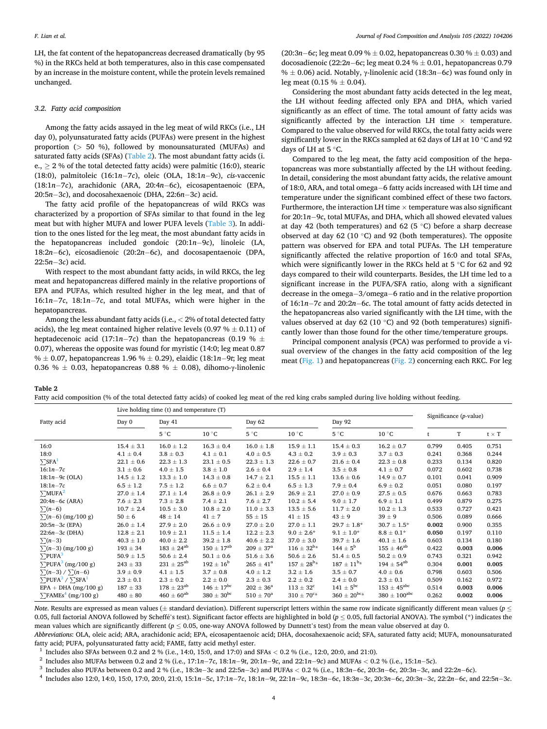LH, the fat content of the hepatopancreas decreased dramatically (by 95 %) in the RKCs held at both temperatures, also in this case compensated by an increase in the moisture content, while the protein levels remained unchanged.

### 3.2. Fatty acid composition

Among the fatty acids assayed in the leg meat of wild RKCs (i.e., LH day 0), polyunsaturated fatty acids (PUFAs) were present in the highest proportion (> 50 %), followed by monounsaturated (MUFAs) and saturated fatty acids (SFAs) (Table 2). The most abundant fatty acids (i.e., ≥ 2 % of the total detected fatty acids) were palmitic (16:0), stearic (18:0), palmitoleic (16:1*n*−7*c*), oleic (OLA, 18:1*n*−9*c*), *cis*-vaccenic (18:1*n*−7*c*), arachidonic (ARA, 20:4*n*−6*c*), eicosapentaenoic (EPA, 20:5*n*−3*c*), and docosahexaenoic (DHA, 22:6*n*−3*c*) acid.

The fatty acid profile of the hepatopancreas of wild RKCs was characterized by a proportion of SFAs similar to that found in the leg meat but with higher MUFA and lower PUFA levels (Table 3). In addition to the ones listed for the leg meat, the most abundant fatty acids in the hepatopancreas included gondoic (20:1*n*−9*c*), linoleic (LA, 18:2*n*−6*c*), eicosadienoic (20:2*n*−6*c*), and docosapentaenoic (DPA, 22:5*n*−3*c*) acid.

With respect to the most abundant fatty acids, in wild RKCs, the leg meat and hepatopancreas differed mainly in the relative proportions of EPA and PUFAs, which resulted higher in the leg meat, and that of 16:1*n*−7*c*, 18:1*n*−7*c*, and total MUFAs, which were higher in the hepatopancreas.

Among the less abundant fatty acids (i.e., < 2% of total detected fatty acids), the leg meat contained higher relative levels (0.97 % ± 0.11) of heptadecenoic acid (17:1*n*−7*c*) than the hepatopancreas (0.19 % ± 0.07), whereas the opposite was found for myristic (14:0; leg meat 0.87 % ± 0.07, hepatopancreas 1.96 % ± 0.29), elaidic (18:1*n*−9*t*; leg meat 0.36 % ± 0.03, hepatopancreas 0.88 % ± 0.08), dihomo-γ-linolenic (20:3*n*−6*c*; leg meat 0.09 % ± 0.02, hepatopancreas 0.30 % ± 0.03) and docosadienoic (22:2*n*−6*c*; leg meat 0.24 % ± 0.01, hepatopancreas 0.79 % ± 0.06) acid. Notably, γ-linolenic acid (18:3*n*−6*c*) was found only in leg meat (0.15 % ± 0.04).

Considering the most abundant fatty acids detected in the leg meat, the LH without feeding affected only EPA and DHA, which varied significantly as an effect of time. The total amount of fatty acids was significantly affected by the interaction LH time × temperature. Compared to the value observed for wild RKCs, the total fatty acids were significantly lower in the RKCs sampled at 62 days of LH at 10 °C and 92 days of LH at 5 °C.

Compared to the leg meat, the fatty acid composition of the hepatopancreas was more substantially affected by the LH without feeding. In detail, considering the most abundant fatty acids, the relative amount of 18:0, ARA, and total omega−6 fatty acids increased with LH time and temperature under the significant combined effect of these two factors. Furthermore, the interaction LH time × temperature was also significant for 20:1*n*−9*c*, total MUFAs, and DHA, which all showed elevated values at day 42 (both temperatures) and 62 (5 °C) before a sharp decrease observed at day 62 (10 °C) and 92 (both temperatures). The opposite pattern was observed for EPA and total PUFAs. The LH temperature significantly affected the relative proportion of 16:0 and total SFAs, which were significantly lower in the RKCs held at 5 °C for 62 and 92 days compared to their wild counterparts. Besides, the LH time led to a significant increase in the PUFA/SFA ratio, along with a significant decrease in the omega−3/omega−6 ratio and in the relative proportion of 16:1*n*−7*c* and 20:2*n*−6*c*. The total amount of fatty acids detected in the hepatopancreas also varied significantly with the LH time, with the values observed at day 62 (10 °C) and 92 (both temperatures) significantly lower than those found for the other time/temperature groups.

Principal component analysis (PCA) was performed to provide a visual overview of the changes in the fatty acid composition of the leg meat (Fig. 1) and hepatopancreas (Fig. 2) concerning each RKC. For leg

**Table 2**
Fatty acid composition (% of the total detected fatty acids) of cooked leg meat of the red king crabs sampled during live holding without feeding.

| Fatty acid | Live holding time (t) and temperature (T) | | | | | | | Significance (*p*-value) | | |
|---|---|---|---|---|---|---|---|---|---|---|
| | Day 0 | Day 41 | | Day 62 | | Day 92 | | | | |
| | | 5 °C | 10 °C | 5 °C | 10 °C | 5 °C | 10 °C | t | T | t × T |
| 16:0 | 15.4 ± 3.1 | 16.0 ± 1.2 | 16.3 ± 0.4 | 16.0 ± 1.8 | 15.9 ± 1.1 | 15.4 ± 0.3 | 16.2 ± 0.7 | 0.799 | 0.405 | 0.751 |
| 18:0 | 4.1 ± 0.4 | 3.8 ± 0.3 | 4.1 ± 0.1 | 4.0 ± 0.5 | 4.3 ± 0.2 | 3.9 ± 0.3 | 3.7 ± 0.3 | 0.241 | 0.368 | 0.244 |
| ∑SFA[1] | 22.1 ± 0.6 | 22.3 ± 1.3 | 23.1 ± 0.5 | 22.3 ± 1.3 | 22.6 ± 0.7 | 21.6 ± 0.4 | 22.3 ± 0.8 | 0.233 | 0.134 | 0.820 |
| 16:1*n*−7*c* | 3.1 ± 0.6 | 4.0 ± 1.5 | 3.8 ± 1.0 | 2.6 ± 0.4 | 2.9 ± 1.4 | 3.5 ± 0.8 | 4.1 ± 0.7 | 0.072 | 0.602 | 0.738 |
| 18:1*n*−9*c* (OLA) | 14.5 ± 1.2 | 13.3 ± 1.0 | 14.3 ± 0.8 | 14.7 ± 2.1 | 15.5 ± 1.1 | 13.6 ± 0.6 | 14.9 ± 0.7 | 0.101 | 0.041 | 0.909 |
| 18:1*n*−7*c* | 6.5 ± 1.2 | 7.5 ± 1.2 | 6.6 ± 0.7 | 6.2 ± 0.4 | 6.5 ± 1.3 | 7.9 ± 0.4 | 6.9 ± 0.2 | 0.051 | 0.080 | 0.197 |
| ∑MUFA[2] | 27.0 ± 1.4 | 27.1 ± 1.4 | 26.8 ± 0.9 | 26.1 ± 2.9 | 26.9 ± 2.1 | 27.0 ± 0.9 | 27.5 ± 0.5 | 0.676 | 0.663 | 0.783 |
| 20:4*n*−6*c* (ARA) | 7.6 ± 2.3 | 7.3 ± 2.8 | 7.4 ± 2.1 | 7.6 ± 2.7 | 10.2 ± 5.4 | 9.0 ± 1.7 | 6.9 ± 1.1 | 0.499 | 0.879 | 0.275 |
| ∑(*n*−6) | 10.7 ± 2.4 | 10.5 ± 3.0 | 10.8 ± 2.0 | 11.0 ± 3.3 | 13.5 ± 5.6 | 11.7 ± 2.0 | 10.2 ± 1.3 | 0.533 | 0.727 | 0.421 |
| ∑(*n*−6) (mg/100 g) | 50 ± 6 | 48 ± 14 | 41 ± 7 | 55 ± 15 | 41 ± 15 | 43 ± 9 | 39 ± 9 | 0.506 | 0.089 | 0.666 |
| 20:5*n*−3*c* (EPA) | 26.0 ± 1.4 | 27.9 ± 2.0 | 26.6 ± 0.9 | 27.0 ± 2.0 | 27.0 ± 1.1 | 29.7 ± 1.8* | 30.7 ± 1.5* | **0.002** | 0.900 | 0.355 |
| 22:6*n*−3*c* (DHA) | 12.8 ± 2.1 | 10.9 ± 2.1 | 11.5 ± 1.4 | 12.2 ± 2.3 | 9.0 ± 2.6* | 9.1 ± 1.0* | 8.8 ± 0.1* | **0.050** | 0.197 | 0.110 |
| ∑(*n*−3) | 40.3 ± 1.0 | 40.0 ± 2.2 | 39.2 ± 1.8 | 40.6 ± 2.2 | 37.0 ± 3.0 | 39.7 ± 1.6 | 40.1 ± 1.6 | 0.603 | 0.134 | 0.180 |
| ∑(*n*−3) (mg/100 g) | 193 ± 34 | 183 ± 24[ab] | 150 ± 17[ab] | 209 ± 37[a] | 116 ± 32[b]* | 144 ± 5[b] | 155 ± 46[ab] | 0.422 | **0.003** | **0.006** |
| ∑PUFA[3] | 50.9 ± 1.5 | 50.6 ± 2.4 | 50.1 ± 0.6 | 51.6 ± 3.6 | 50.6 ± 2.6 | 51.4 ± 0.5 | 50.2 ± 0.9 | 0.743 | 0.321 | 0.942 |
| ∑PUFA[3] (mg/100 g) | 243 ± 33 | 231 ± 25[ab] | 192 ± 16[b] | 265 ± 41[a] | 157 ± 28[b]* | 187 ± 11[b]* | 194 ± 54[ab] | 0.304 | **0.001** | **0.005** |
| ∑(*n*−3) / ∑(*n*−6) | 3.9 ± 0.9 | 4.1 ± 1.5 | 3.7 ± 0.8 | 4.0 ± 1.2 | 3.2 ± 1.6 | 3.5 ± 0.7 | 4.0 ± 0.6 | 0.798 | 0.603 | 0.506 |
| ∑PUFA[3] / ∑SFA[1] | 2.3 ± 0.1 | 2.3 ± 0.2 | 2.2 ± 0.0 | 2.3 ± 0.3 | 2.2 ± 0.2 | 2.4 ± 0.0 | 2.3 ± 0.1 | 0.509 | 0.162 | 0.972 |
| EPA + DHA (mg/100 g) | 187 ± 33 | 178 ± 23[ab] | 146 ± 17[bc] | 202 ± 36[a] | 113 ± 32[c] | 141 ± 5[bc] | 153 ± 45[abc] | 0.514 | **0.003** | **0.006** |
| ∑FAMEs[4] (mg/100 g) | 480 ± 80 | 460 ± 60[ab] | 380 ± 30[bc] | 510 ± 70[a] | 310 ± 70[c]* | 360 ± 20[bc]* | 380 ± 100[abc] | 0.262 | **0.002** | **0.006** |

*Note*. Results are expressed as mean values (± standard deviation). Different superscript letters within the same row indicate significantly different mean values ($p \leq 0.05$, full factorial ANOVA followed by Scheffé's test). Significant factor effects are highlighted in bold ($p \leq 0.05$, full factorial ANOVA). The symbol (*) indicates the mean values which are significantly different ($p \leq 0.05$, one-way ANOVA followed by Dunnett's test) from the mean value observed at day 0.

*Abbreviations*: OLA, oleic acid; ARA, arachidonic acid; EPA, eicosapentaenoic acid; DHA, docosahexaenoic acid; SFA, saturated fatty acid; MUFA, monounsaturated fatty acid; PUFA, polyunsaturated fatty acid; FAME, fatty acid methyl ester.

[1] Includes also SFAs between 0.2 and 2 % (i.e., 14:0, 15:0, and 17:0) and SFAs < 0.2 % (i.e., 12:0, 20:0, and 21:0).

[2] Includes also MUFAs between 0.2 and 2 % (i.e., 17:1*n*−7*c*, 18:1*n*−9*t*, 20:1*n*−9*c*, and 22:1*n*−9*c*) and MUFAs < 0.2 % (i.e., 15:1*n*−5*c*).

[3] Includes also PUFAs between 0.2 and 2 % (i.e., 18:3*n*−3*c* and 22:5*n*−3*c*) and PUFAs < 0.2 % (i.e., 18:3*n*−6*c*, 20:3*n*−6*c*, 20:3*n*−3*c*, and 22:2*n*−6*c*).

[4] Includes also 12:0, 14:0, 15:0, 17:0, 20:0, 21:0, 15:1*n*−5*c*, 17:1*n*−7*c*, 18:1*n*−9*t*, 22:1*n*−9*c*, 18:3*n*−6*c*, 18:3*n*−3*c*, 20:3*n*−6*c*, 20:3*n*−3*c*, 22:2*n*−6*c*, and 22:5*n*−3*c*.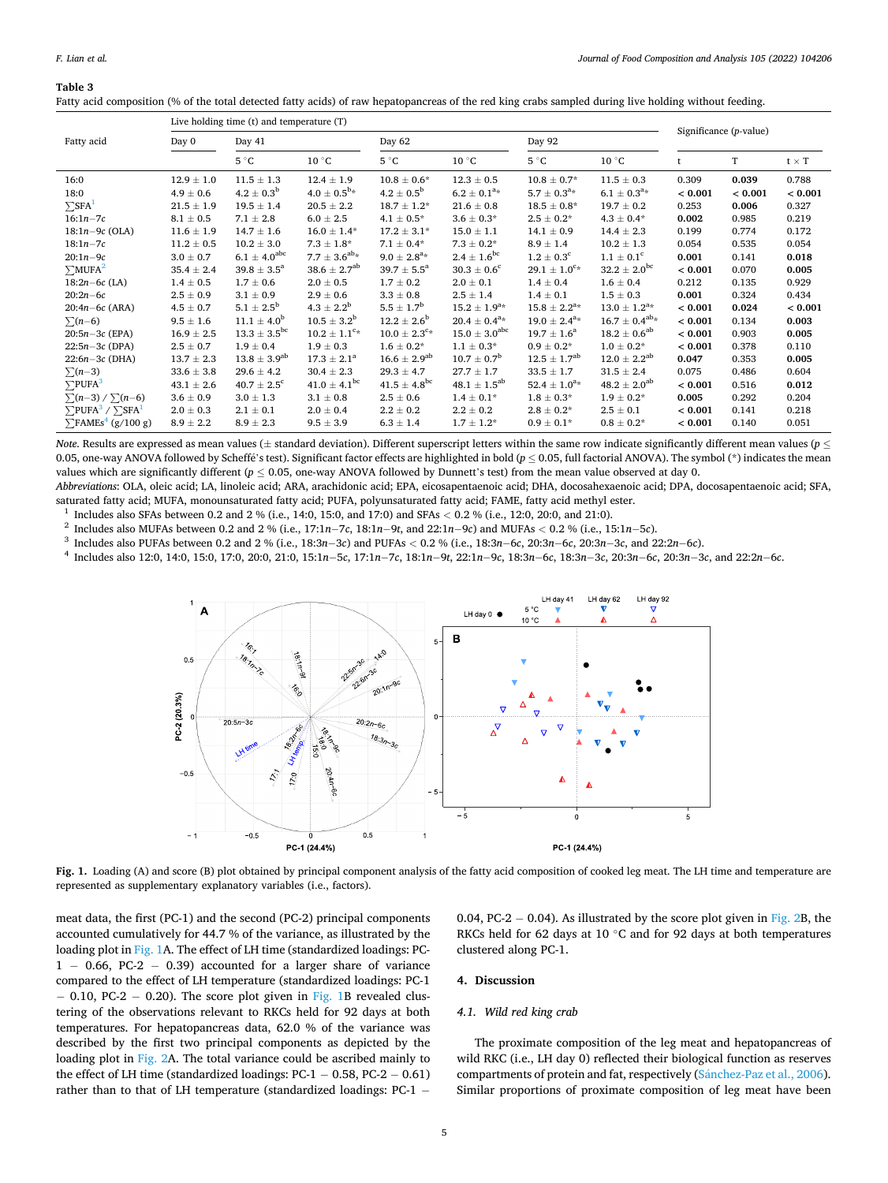**Table 3**
Fatty acid composition (% of the total detected fatty acids) of raw hepatopancreas of the red king crabs sampled during live holding without feeding.

| Fatty acid | Live holding time (t) and temperature (T) | | | | | | | Significance (p-value) | | |
|---|---|---|---|---|---|---|---|---|---|---|
| | Day 0 | Day 41 | | Day 62 | | Day 92 | | | | |
| | | 5 °C | 10 °C | 5 °C | 10 °C | 5 °C | 10 °C | t | T | t × T |
| 16:0 | 12.9 ± 1.0 | 11.5 ± 1.3 | 12.4 ± 1.9 | 10.8 ± 0.6* | 12.3 ± 0.5 | 10.8 ± 0.7* | 11.5 ± 0.3 | 0.309 | **0.039** | 0.788 |
| 18:0 | 4.9 ± 0.6 | 4.2 ± 0.3$^{b}$ | 4.0 ± 0.5$^{b}$* | 4.2 ± 0.5$^{b}$ | 6.2 ± 0.1$^{a}$* | 5.7 ± 0.3$^{a}$* | 6.1 ± 0.3$^{a}$* | **< 0.001** | **< 0.001** | **< 0.001** |
| ∑SFA[1] | 21.5 ± 1.9 | 19.5 ± 1.4 | 20.5 ± 2.2 | 18.7 ± 1.2* | 21.6 ± 0.8 | 18.5 ± 0.8* | 19.7 ± 0.2 | 0.253 | **0.006** | 0.327 |
| 16:1n−7c | 8.1 ± 0.5 | 7.1 ± 2.8 | 6.0 ± 2.5 | 4.1 ± 0.5* | 3.6 ± 0.3* | 2.5 ± 0.2* | 4.3 ± 0.4* | **0.002** | 0.985 | 0.219 |
| 18:1n−9c (OLA) | 11.6 ± 1.9 | 14.7 ± 1.6 | 16.0 ± 1.4* | 17.2 ± 3.1* | 15.0 ± 1.1 | 14.1 ± 0.9 | 14.4 ± 2.3 | 0.199 | 0.774 | 0.172 |
| 18:1n−7c | 11.2 ± 0.5 | 10.2 ± 3.0 | 7.3 ± 1.8* | 7.1 ± 0.4* | 7.3 ± 0.2* | 8.9 ± 1.4 | 10.2 ± 1.3 | 0.054 | 0.535 | 0.054 |
| 20:1n−9c | 3.0 ± 0.7 | 6.1 ± 4.0$^{abc}$ | 7.7 ± 3.6$^{ab}$* | 9.0 ± 2.8$^{a}$* | 2.4 ± 1.6$^{bc}$ | 1.2 ± 0.3$^{c}$ | 1.1 ± 0.1$^{c}$ | **0.001** | 0.141 | **0.018** |
| ∑MUFA[2] | 35.4 ± 2.4 | 39.8 ± 3.5$^{a}$ | 38.6 ± 2.7$^{ab}$ | 39.7 ± 5.5$^{a}$ | 30.3 ± 0.6$^{c}$ | 29.1 ± 1.0$^{c}$* | 32.2 ± 2.0$^{bc}$ | **< 0.001** | 0.070 | **0.005** |
| 18:2n−6c (LA) | 1.4 ± 0.5 | 1.7 ± 0.6 | 2.0 ± 0.5 | 1.7 ± 0.2 | 2.0 ± 0.1 | 1.4 ± 0.4 | 1.6 ± 0.4 | 0.212 | 0.135 | 0.929 |
| 20:2n−6c | 2.5 ± 0.9 | 3.1 ± 0.9 | 2.9 ± 0.6 | 3.3 ± 0.8 | 2.5 ± 1.4 | 1.4 ± 0.1 | 1.5 ± 0.3 | **0.001** | 0.324 | 0.434 |
| 20:4n−6c (ARA) | 4.5 ± 0.7 | 5.1 ± 2.5$^{b}$ | 4.3 ± 2.2$^{b}$ | 5.5 ± 1.7$^{b}$ | 15.2 ± 1.9$^{a}$* | 15.8 ± 2.2$^{a}$* | 13.0 ± 1.2$^{a}$* | **< 0.001** | **0.024** | **< 0.001** |
| ∑(n−6) | 9.5 ± 1.6 | 11.1 ± 4.0$^{b}$ | 10.5 ± 3.2$^{b}$ | 12.2 ± 2.6$^{b}$ | 20.4 ± 0.4$^{a}$* | 19.0 ± 2.4$^{a}$* | 16.7 ± 0.4$^{ab}$* | **< 0.001** | 0.134 | **0.003** |
| 20:5n−3c (EPA) | 16.9 ± 2.5 | 13.3 ± 3.5$^{bc}$ | 10.2 ± 1.1$^{c}$* | 10.0 ± 2.3$^{c}$* | 15.0 ± 3.0$^{abc}$ | 19.7 ± 1.6$^{a}$ | 18.2 ± 0.6$^{ab}$ | **< 0.001** | 0.903 | **0.005** |
| 22:5n−3c (DPA) | 2.5 ± 0.7 | 1.9 ± 0.4 | 1.9 ± 0.3 | 1.6 ± 0.2* | 1.1 ± 0.3* | 0.9 ± 0.2* | 1.0 ± 0.2* | **< 0.001** | 0.378 | 0.110 |
| 22:6n−3c (DHA) | 13.7 ± 2.3 | 13.8 ± 3.9$^{ab}$ | 17.3 ± 2.1$^{a}$ | 16.6 ± 2.9$^{ab}$ | 10.7 ± 0.7$^{b}$ | 12.5 ± 1.7$^{ab}$ | 12.0 ± 2.2$^{ab}$ | **0.047** | 0.353 | **0.005** |
| ∑(n−3) | 33.6 ± 3.8 | 29.6 ± 4.2 | 30.4 ± 2.3 | 29.3 ± 4.7 | 27.7 ± 1.7 | 33.5 ± 1.7 | 31.5 ± 2.4 | 0.075 | 0.486 | 0.604 |
| ∑PUFA[3] | 43.1 ± 2.6 | 40.7 ± 2.5$^{c}$ | 41.0 ± 4.1$^{bc}$ | 41.5 ± 4.8$^{bc}$ | 48.1 ± 1.5$^{ab}$ | 52.4 ± 1.0$^{a}$* | 48.2 ± 2.0$^{ab}$ | **< 0.001** | 0.516 | **0.012** |
| ∑(n−3) / ∑(n−6) | 3.6 ± 0.9 | 3.0 ± 1.3 | 3.1 ± 0.8 | 2.5 ± 0.6 | 1.4 ± 0.1* | 1.8 ± 0.3* | 1.9 ± 0.2* | **0.005** | 0.292 | 0.204 |
| ∑PUFA[3] / ∑SFA[1] | 2.0 ± 0.3 | 2.1 ± 0.1 | 2.0 ± 0.4 | 2.2 ± 0.2 | 2.2 ± 0.2 | 2.8 ± 0.2* | 2.5 ± 0.1 | **< 0.001** | 0.141 | 0.218 |
| ∑FAMEs[4] (g/100 g) | 8.9 ± 2.2 | 8.9 ± 2.3 | 9.5 ± 3.9 | 6.3 ± 1.4 | 1.7 ± 1.2* | 0.9 ± 0.1* | 0.8 ± 0.2* | **< 0.001** | 0.140 | 0.051 |

*Note*. Results are expressed as mean values (± standard deviation). Different superscript letters within the same row indicate significantly different mean values ($p \leq 0.05$, one-way ANOVA followed by Scheffé's test). Significant factor effects are highlighted in bold ($p \leq 0.05$, full factorial ANOVA). The symbol (*) indicates the mean values which are significantly different ($p \leq 0.05$, one-way ANOVA followed by Dunnett's test) from the mean value observed at day 0.

*Abbreviations*: OLA, oleic acid; LA, linoleic acid; ARA, arachidonic acid; EPA, eicosapentaenoic acid; DHA, docosahexaenoic acid; DPA, docosapentaenoic acid; SFA, saturated fatty acid; MUFA, monounsaturated fatty acid; PUFA, polyunsaturated fatty acid; FAME, fatty acid methyl ester.

[1] Includes also SFAs between 0.2 and 2 % (i.e., 14:0, 15:0, and 17:0) and SFAs < 0.2 % (i.e., 12:0, 20:0, and 21:0).
[2] Includes also MUFAs between 0.2 and 2 % (i.e., 17:1n−7c, 18:1n−9t, and 22:1n−9c) and MUFAs < 0.2 % (i.e., 15:1n−5c).
[3] Includes also PUFAs between 0.2 and 2 % (i.e., 18:3n−3c) and PUFAs < 0.2 % (i.e., 18:3n−6c, 20:3n−6c, 20:3n−3c, and 22:2n−6c).
[4] Includes also 12:0, 14:0, 15:0, 17:0, 20:0, 21:0, 15:1n−5c, 17:1n−7c, 18:1n−9t, 22:1n−9c, 18:3n−6c, 18:3n−3c, 20:3n−6c, 20:3n−3c, and 22:2n−6c.

**Fig. 1.** Loading (A) and score (B) plot obtained by principal component analysis of the fatty acid composition of cooked leg meat. The LH time and temperature are represented as supplementary explanatory variables (i.e., factors).

meat data, the first (PC-1) and the second (PC-2) principal components accounted cumulatively for 44.7 % of the variance, as illustrated by the loading plot in Fig. 1A. The effect of LH time (standardized loadings: PC-1 − 0.66, PC-2 − 0.39) accounted for a larger share of variance compared to the effect of LH temperature (standardized loadings: PC-1 − 0.10, PC-2 − 0.20). The score plot given in Fig. 1B revealed clustering of the observations relevant to RKCs held for 92 days at both temperatures. For hepatopancreas data, 62.0 % of the variance was described by the first two principal components as depicted by the loading plot in Fig. 2A. The total variance could be ascribed mainly to the effect of LH time (standardized loadings: PC-1 − 0.58, PC-2 − 0.61) rather than to that of LH temperature (standardized loadings: PC-1 − 0.04, PC-2 − 0.04). As illustrated by the score plot given in Fig. 2B, the RKCs held for 62 days at 10 °C and for 92 days at both temperatures clustered along PC-1.

## 4. Discussion

### 4.1. Wild red king crab

The proximate composition of the leg meat and hepatopancreas of wild RKC (i.e., LH day 0) reflected their biological function as reserves compartments of protein and fat, respectively (Sánchez-Paz et al., 2006). Similar proportions of proximate composition of leg meat have been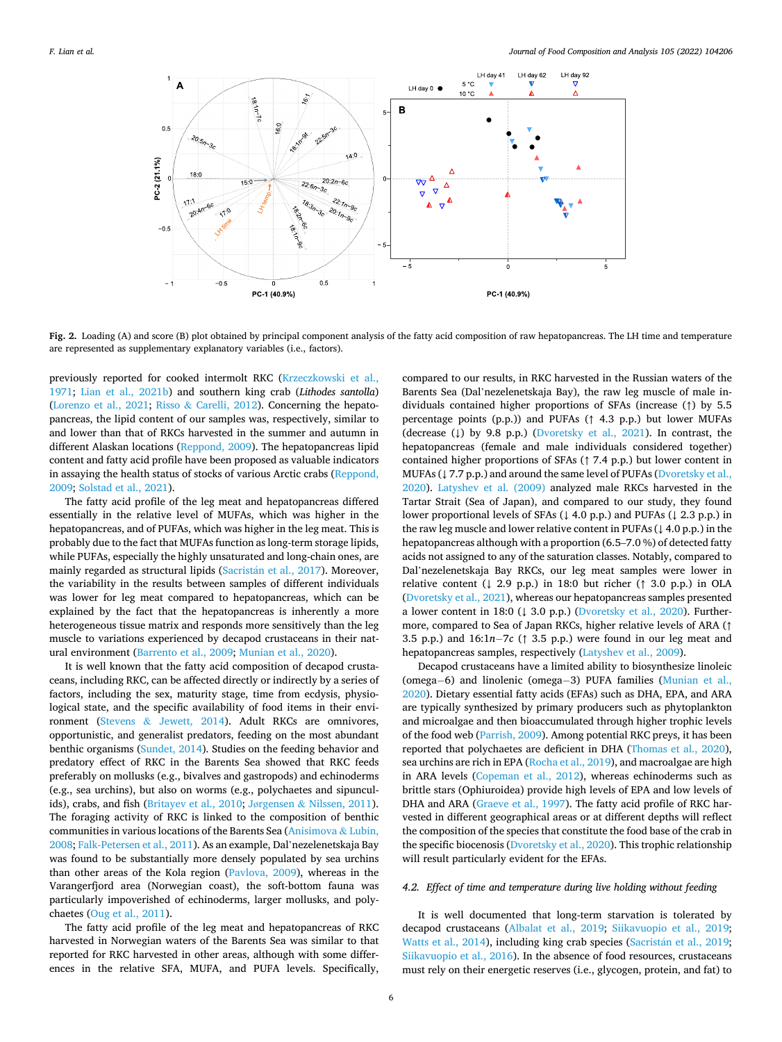**Fig. 2.** Loading (A) and score (B) plot obtained by principal component analysis of the fatty acid composition of raw hepatopancreas. The LH time and temperature are represented as supplementary explanatory variables (i.e., factors).

previously reported for cooked intermolt RKC (Krzeczkowski et al., 1971; Lian et al., 2021b) and southern king crab (*Lithodes santolla*) (Lorenzo et al., 2021; Risso & Carelli, 2012). Concerning the hepatopancreas, the lipid content of our samples was, respectively, similar to and lower than that of RKCs harvested in the summer and autumn in different Alaskan locations (Reppond, 2009). The hepatopancreas lipid content and fatty acid profile have been proposed as valuable indicators in assaying the health status of stocks of various Arctic crabs (Reppond, 2009; Solstad et al., 2021).

The fatty acid profile of the leg meat and hepatopancreas differed essentially in the relative level of MUFAs, which was higher in the hepatopancreas, and of PUFAs, which was higher in the leg meat. This is probably due to the fact that MUFAs function as long-term storage lipids, while PUFAs, especially the highly unsaturated and long-chain ones, are mainly regarded as structural lipids (Sacristán et al., 2017). Moreover, the variability in the results between samples of different individuals was lower for leg meat compared to hepatopancreas, which can be explained by the fact that the hepatopancreas is inherently a more heterogeneous tissue matrix and responds more sensitively than the leg muscle to variations experienced by decapod crustaceans in their natural environment (Barrento et al., 2009; Munian et al., 2020).

It is well known that the fatty acid composition of decapod crustaceans, including RKC, can be affected directly or indirectly by a series of factors, including the sex, maturity stage, time from ecdysis, physiological state, and the specific availability of food items in their environment (Stevens & Jewett, 2014). Adult RKCs are omnivores, opportunistic, and generalist predators, feeding on the most abundant benthic organisms (Sundet, 2014). Studies on the feeding behavior and predatory effect of RKC in the Barents Sea showed that RKC feeds preferably on mollusks (e.g., bivalves and gastropods) and echinoderms (e.g., sea urchins), but also on worms (e.g., polychaetes and sipunculids), crabs, and fish (Britayev et al., 2010; Jørgensen & Nilssen, 2011). The foraging activity of RKC is linked to the composition of benthic communities in various locations of the Barents Sea (Anisimova & Lubin, 2008; Falk-Petersen et al., 2011). As an example, Dal'nezelenetskaja Bay was found to be substantially more densely populated by sea urchins than other areas of the Kola region (Pavlova, 2009), whereas in the Varangerfjord area (Norwegian coast), the soft-bottom fauna was particularly impoverished of echinoderms, larger mollusks, and polychaetes (Oug et al., 2011).

The fatty acid profile of the leg meat and hepatopancreas of RKC harvested in Norwegian waters of the Barents Sea was similar to that reported for RKC harvested in other areas, although with some differences in the relative SFA, MUFA, and PUFA levels. Specifically, compared to our results, in RKC harvested in the Russian waters of the Barents Sea (Dal'nezelenetskaja Bay), the raw leg muscle of male individuals contained higher proportions of SFAs (increase (↑) by 5.5 percentage points (p.p.)) and PUFAs (↑ 4.3 p.p.) but lower MUFAs (decrease (↓) by 9.8 p.p.) (Dvoretsky et al., 2021). In contrast, the hepatopancreas (female and male individuals considered together) contained higher proportions of SFAs (↑ 7.4 p.p.) but lower content in MUFAs (↓ 7.7 p.p.) and around the same level of PUFAs (Dvoretsky et al., 2020). Latyshev et al. (2009) analyzed male RKCs harvested in the Tartar Strait (Sea of Japan), and compared to our study, they found lower proportional levels of SFAs (↓ 4.0 p.p.) and PUFAs (↓ 2.3 p.p.) in the raw leg muscle and lower relative content in PUFAs (↓ 4.0 p.p.) in the hepatopancreas although with a proportion (6.5–7.0 %) of detected fatty acids not assigned to any of the saturation classes. Notably, compared to Dal'nezelenetskaja Bay RKCs, our leg meat samples were lower in relative content (↓ 2.9 p.p.) in 18:0 but richer (↑ 3.0 p.p.) in OLA (Dvoretsky et al., 2021), whereas our hepatopancreas samples presented a lower content in 18:0 (↓ 3.0 p.p.) (Dvoretsky et al., 2020). Furthermore, compared to Sea of Japan RKCs, higher relative levels of ARA (↑ 3.5 p.p.) and 16:1*n*−7*c* (↑ 3.5 p.p.) were found in our leg meat and hepatopancreas samples, respectively (Latyshev et al., 2009).

Decapod crustaceans have a limited ability to biosynthesize linoleic (omega−6) and linolenic (omega−3) PUFA families (Munian et al., 2020). Dietary essential fatty acids (EFAs) such as DHA, EPA, and ARA are typically synthesized by primary producers such as phytoplankton and microalgae and then bioaccumulated through higher trophic levels of the food web (Parrish, 2009). Among potential RKC preys, it has been reported that polychaetes are deficient in DHA (Thomas et al., 2020), sea urchins are rich in EPA (Rocha et al., 2019), and macroalgae are high in ARA levels (Copeman et al., 2012), whereas echinoderms such as brittle stars (Ophiuroidea) provide high levels of EPA and low levels of DHA and ARA (Graeve et al., 1997). The fatty acid profile of RKC harvested in different geographical areas or at different depths will reflect the composition of the species that constitute the food base of the crab in the specific biocenosis (Dvoretsky et al., 2020). This trophic relationship will result particularly evident for the EFAs.

### 4.2. Effect of time and temperature during live holding without feeding

It is well documented that long-term starvation is tolerated by decapod crustaceans (Albalat et al., 2019; Siikavuopio et al., 2019; Watts et al., 2014), including king crab species (Sacristán et al., 2019; Siikavuopio et al., 2016). In the absence of food resources, crustaceans must rely on their energetic reserves (i.e., glycogen, protein, and fat) to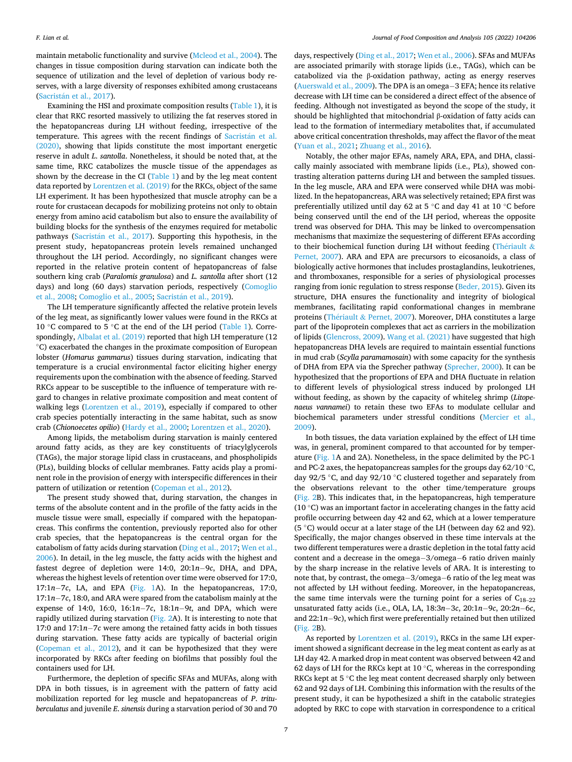maintain metabolic functionality and survive (Mcleod et al., 2004). The changes in tissue composition during starvation can indicate both the sequence of utilization and the level of depletion of various body reserves, with a large diversity of responses exhibited among crustaceans (Sacristán et al., 2017).

Examining the HSI and proximate composition results (Table 1), it is clear that RKC resorted massively to utilizing the fat reserves stored in the hepatopancreas during LH without feeding, irrespective of the temperature. This agrees with the recent findings of Sacristán et al. (2020), showing that lipids constitute the most important energetic reserve in adult *L. santolla*. Nonetheless, it should be noted that, at the same time, RKC catabolizes the muscle tissue of the appendages as shown by the decrease in the CI (Table 1) and by the leg meat content data reported by Lorentzen et al. (2019) for the RKCs, object of the same LH experiment. It has been hypothesized that muscle atrophy can be a route for crustacean decapods for mobilizing proteins not only to obtain energy from amino acid catabolism but also to ensure the availability of building blocks for the synthesis of the enzymes required for metabolic pathways (Sacristán et al., 2017). Supporting this hypothesis, in the present study, hepatopancreas protein levels remained unchanged throughout the LH period. Accordingly, no significant changes were reported in the relative protein content of hepatopancreas of false southern king crab (*Paralomis granulosa*) and *L. santolla* after short (12 days) and long (60 days) starvation periods, respectively (Comoglio et al., 2008; Comoglio et al., 2005; Sacristán et al., 2019).

The LH temperature significantly affected the relative protein levels of the leg meat, as significantly lower values were found in the RKCs at 10 °C compared to 5 °C at the end of the LH period (Table 1). Correspondingly, Albalat et al. (2019) reported that high LH temperature (12 °C) exacerbated the changes in the proximate composition of European lobster (*Homarus gammarus*) tissues during starvation, indicating that temperature is a crucial environmental factor eliciting higher energy requirements upon the combination with the absence of feeding. Starved RKCs appear to be susceptible to the influence of temperature with regard to changes in relative proximate composition and meat content of walking legs (Lorentzen et al., 2019), especially if compared to other crab species potentially interacting in the same habitat, such as snow crab (*Chionoecetes opilio*) (Hardy et al., 2000; Lorentzen et al., 2020).

Among lipids, the metabolism during starvation is mainly centered around fatty acids, as they are key constituents of triacylglycerols (TAGs), the major storage lipid class in crustaceans, and phospholipids (PLs), building blocks of cellular membranes. Fatty acids play a prominent role in the provision of energy with interspecific differences in their pattern of utilization or retention (Copeman et al., 2012).

The present study showed that, during starvation, the changes in terms of the absolute content and in the profile of the fatty acids in the muscle tissue were small, especially if compared with the hepatopancreas. This confirms the contention, previously reported also for other crab species, that the hepatopancreas is the central organ for the catabolism of fatty acids during starvation (Ding et al., 2017; Wen et al., 2006). In detail, in the leg muscle, the fatty acids with the highest and fastest degree of depletion were 14:0, 20:1*n*−9*c*, DHA, and DPA, whereas the highest levels of retention over time were observed for 17:0, 17:1*n*−7*c*, LA, and EPA (Fig. 1A). In the hepatopancreas, 17:0, 17:1*n*−7*c*, 18:0, and ARA were spared from the catabolism mainly at the expense of 14:0, 16:0, 16:1*n*−7*c*, 18:1*n*−9*t*, and DPA, which were rapidly utilized during starvation (Fig. 2A). It is interesting to note that 17:0 and 17:1*n*−7*c* were among the retained fatty acids in both tissues during starvation. These fatty acids are typically of bacterial origin (Copeman et al., 2012), and it can be hypothesized that they were incorporated by RKCs after feeding on biofilms that possibly foul the containers used for LH.

Furthermore, the depletion of specific SFAs and MUFAs, along with DPA in both tissues, is in agreement with the pattern of fatty acid mobilization reported for leg muscle and hepatopancreas of *P. trituberculatus* and juvenile *E. sinensis* during a starvation period of 30 and 70 days, respectively (Ding et al., 2017; Wen et al., 2006). SFAs and MUFAs are associated primarily with storage lipids (i.e., TAGs), which can be catabolized via the β-oxidation pathway, acting as energy reserves (Auerswald et al., 2009). The DPA is an omega−3 EFA; hence its relative decrease with LH time can be considered a direct effect of the absence of feeding. Although not investigated as beyond the scope of the study, it should be highlighted that mitochondrial β-oxidation of fatty acids can lead to the formation of intermediary metabolites that, if accumulated above critical concentration thresholds, may affect the flavor of the meat (Yuan et al., 2021; Zhuang et al., 2016).

Notably, the other major EFAs, namely ARA, EPA, and DHA, classically mainly associated with membrane lipids (i.e., PLs), showed contrasting alteration patterns during LH and between the sampled tissues. In the leg muscle, ARA and EPA were conserved while DHA was mobilized. In the hepatopancreas, ARA was selectively retained; EPA first was preferentially utilized until day 62 at 5 °C and day 41 at 10 °C before being conserved until the end of the LH period, whereas the opposite trend was observed for DHA. This may be linked to overcompensation mechanisms that maximize the sequestering of different EFAs according to their biochemical function during LH without feeding (Thériault & Pernet, 2007). ARA and EPA are precursors to eicosanoids, a class of biologically active hormones that includes prostaglandins, leukotrienes, and thromboxanes, responsible for a series of physiological processes ranging from ionic regulation to stress response (Beder, 2015). Given its structure, DHA ensures the functionality and integrity of biological membranes, facilitating rapid conformational changes in membrane proteins (Thériault & Pernet, 2007). Moreover, DHA constitutes a large part of the lipoprotein complexes that act as carriers in the mobilization of lipids (Glencross, 2009). Wang et al. (2021) have suggested that high hepatopancreas DHA levels are required to maintain essential functions in mud crab (*Scylla paramamosain*) with some capacity for the synthesis of DHA from EPA via the Sprecher pathway (Sprecher, 2000). It can be hypothesized that the proportions of EPA and DHA fluctuate in relation to different levels of physiological stress induced by prolonged LH without feeding, as shown by the capacity of whiteleg shrimp (*Litopenaeus vannamei*) to retain these two EFAs to modulate cellular and biochemical parameters under stressful conditions (Mercier et al., 2009).

In both tissues, the data variation explained by the effect of LH time was, in general, prominent compared to that accounted for by temperature (Fig. 1A and 2A). Nonetheless, in the space delimited by the PC-1 and PC-2 axes, the hepatopancreas samples for the groups day 62/10 °C, day 92/5 °C, and day 92/10 °C clustered together and separately from the observations relevant to the other time/temperature groups (Fig. 2B). This indicates that, in the hepatopancreas, high temperature (10 °C) was an important factor in accelerating changes in the fatty acid profile occurring between day 42 and 62, which at a lower temperature (5 °C) would occur at a later stage of the LH (between day 62 and 92). Specifically, the major changes observed in these time intervals at the two different temperatures were a drastic depletion in the total fatty acid content and a decrease in the omega−3/omega−6 ratio driven mainly by the sharp increase in the relative levels of ARA. It is interesting to note that, by contrast, the omega−3/omega−6 ratio of the leg meat was not affected by LH without feeding. Moreover, in the hepatopancreas, the same time intervals were the turning point for a series of $C_{18–22}$ unsaturated fatty acids (i.e., OLA, LA, 18:3*n*−3*c*, 20:1*n*−9*c*, 20:2*n*−6*c*, and 22:1*n*−9*c*), which first were preferentially retained but then utilized (Fig. 2B).

As reported by Lorentzen et al. (2019), RKCs in the same LH experiment showed a significant decrease in the leg meat content as early as at LH day 42. A marked drop in meat content was observed between 42 and 62 days of LH for the RKCs kept at 10 °C, whereas in the corresponding RKCs kept at 5 °C the leg meat content decreased sharply only between 62 and 92 days of LH. Combining this information with the results of the present study, it can be hypothesized a shift in the catabolic strategies adopted by RKC to cope with starvation in correspondence to a critical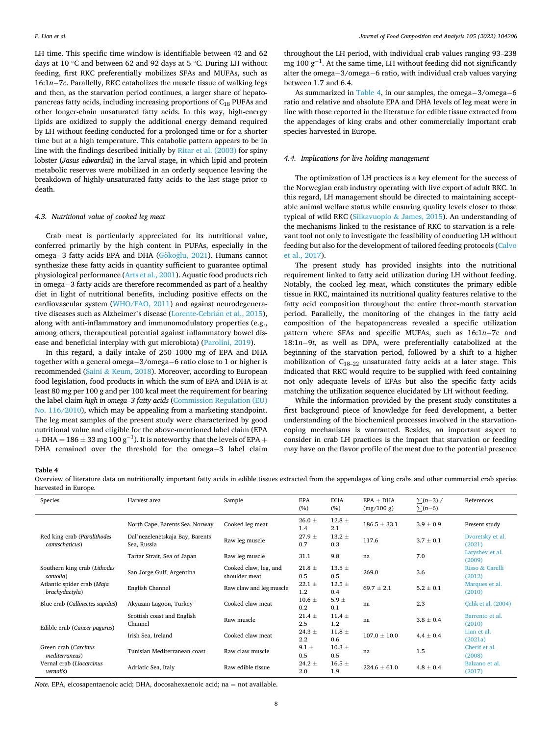LH time. This specific time window is identifiable between 42 and 62 days at 10 °C and between 62 and 92 days at 5 °C. During LH without feeding, first RKC preferentially mobilizes SFAs and MUFAs, such as 16:1*n*−7*c*. Parallelly, RKC catabolizes the muscle tissue of walking legs and then, as the starvation period continues, a larger share of hepatopancreas fatty acids, including increasing proportions of $C_{18}$ PUFAs and other longer-chain unsaturated fatty acids. In this way, high-energy lipids are oxidized to supply the additional energy demand required by LH without feeding conducted for a prolonged time or for a shorter time but at a high temperature. This catabolic pattern appears to be in line with the findings described initially by Ritar et al. (2003) for spiny lobster (*Jasus edwardsii*) in the larval stage, in which lipid and protein metabolic reserves were mobilized in an orderly sequence leaving the breakdown of highly-unsaturated fatty acids to the last stage prior to death.

### 4.3. Nutritional value of cooked leg meat

Crab meat is particularly appreciated for its nutritional value, conferred primarily by the high content in PUFAs, especially in the omega−3 fatty acids EPA and DHA (Gökoğlu, 2021). Humans cannot synthesize these fatty acids in quantity sufficient to guarantee optimal physiological performance (Arts et al., 2001). Aquatic food products rich in omega−3 fatty acids are therefore recommended as part of a healthy diet in light of nutritional benefits, including positive effects on the cardiovascular system (WHO/FAO, 2011) and against neurodegenerative diseases such as Alzheimer's disease (Lorente-Cebrián et al., 2015), along with anti-inflammatory and immunomodulatory properties (e.g., among others, therapeutical potential against inflammatory bowel disease and beneficial interplay with gut microbiota) (Parolini, 2019).

In this regard, a daily intake of 250–1000 mg of EPA and DHA together with a general omega−3/omega−6 ratio close to 1 or higher is recommended (Saini & Keum, 2018). Moreover, according to European food legislation, food products in which the sum of EPA and DHA is at least 80 mg per 100 g and per 100 kcal meet the requirement for bearing the label claim *high in omega–3 fatty acids* (Commission Regulation (EU) No. 116/2010), which may be appealing from a marketing standpoint. The leg meat samples of the present study were characterized by good nutritional value and eligible for the above-mentioned label claim (EPA + DHA = 186 ± 33 mg 100 $g^{-1}$). It is noteworthy that the levels of EPA + DHA remained over the threshold for the omega−3 label claim throughout the LH period, with individual crab values ranging 93–238 mg 100 $g^{-1}$. At the same time, LH without feeding did not significantly alter the omega−3/omega−6 ratio, with individual crab values varying between 1.7 and 6.4.

As summarized in Table 4, in our samples, the omega−3/omega−6 ratio and relative and absolute EPA and DHA levels of leg meat were in line with those reported in the literature for edible tissue extracted from the appendages of king crabs and other commercially important crab species harvested in Europe.

### 4.4. Implications for live holding management

The optimization of LH practices is a key element for the success of the Norwegian crab industry operating with live export of adult RKC. In this regard, LH management should be directed to maintaining acceptable animal welfare status while ensuring quality levels closer to those typical of wild RKC (Siikavuopio & James, 2015). An understanding of the mechanisms linked to the resistance of RKC to starvation is a relevant tool not only to investigate the feasibility of conducting LH without feeding but also for the development of tailored feeding protocols (Calvo et al., 2017).

The present study has provided insights into the nutritional requirement linked to fatty acid utilization during LH without feeding. Notably, the cooked leg meat, which constitutes the primary edible tissue in RKC, maintained its nutritional quality features relative to the fatty acid composition throughout the entire three-month starvation period. Parallelly, the monitoring of the changes in the fatty acid composition of the hepatopancreas revealed a specific utilization pattern where SFAs and specific MUFAs, such as 16:1*n*−7*c* and 18:1*n*−9*t*, as well as DPA, were preferentially catabolized at the beginning of the starvation period, followed by a shift to a higher mobilization of $C_{18–22}$ unsaturated fatty acids at a later stage. This indicated that RKC would require to be supplied with feed containing not only adequate levels of EFAs but also the specific fatty acids matching the utilization sequence elucidated by LH without feeding.

While the information provided by the present study constitutes a first background piece of knowledge for feed development, a better understanding of the biochemical processes involved in the starvation-coping mechanisms is warranted. Besides, an important aspect to consider in crab LH practices is the impact that starvation or feeding may have on the flavor profile of the meat due to the potential presence

**Table 4**
Overview of literature data on nutritionally important fatty acids in edible tissues extracted from the appendages of king crabs and other commercial crab species harvested in Europe.

| Species | Harvest area | Sample | EPA (%) | DHA (%) | EPA + DHA (mg/100 g) | $\sum(n-3)$ / $\sum(n-6)$ | References |
|---|---|---|---|---|---|---|---|
| Red king crab (*Paralithodes camtschaticus*) | North Cape, Barents Sea, Norway | Cooked leg meat | 26.0 ± 1.4 | 12.8 ± 2.1 | 186.5 ± 33.1 | 3.9 ± 0.9 | Present study |
| | Dal'nezelenetskaja Bay, Barents Sea, Russia | Raw leg muscle | 27.9 ± 0.7 | 13.2 ± 0.3 | 117.6 | 3.7 ± 0.1 | Dvoretsky et al. (2021) |
| | Tartar Strait, Sea of Japan | Raw leg muscle | 31.1 | 9.8 | na | 7.0 | Latyshev et al. (2009) |
| Southern king crab (*Lithodes santolla*) | San Jorge Gulf, Argentina | Cooked claw, leg, and shoulder meat | 21.8 ± 0.5 | 13.5 ± 0.5 | 269.0 | 3.6 | Risso & Carelli (2012) |
| Atlantic spider crab (*Maja brachydactyla*) | English Channel | Raw claw and leg muscle | 22.1 ± 1.2 | 12.5 ± 0.4 | 69.7 ± 2.1 | 5.2 ± 0.1 | Marques et al. (2010) |
| Blue crab (*Callinectes sapidus*) | Akyazan Lagoon, Turkey | Cooked claw meat | 10.6 ± 0.2 | 5.9 ± 0.1 | na | 2.3 | Çelik et al. (2004) |
| Edible crab (*Cancer pagurus*) | Scottish coast and English Channel | Raw muscle | 21.4 ± 2.5 | 11.4 ± 1.2 | na | 3.8 ± 0.4 | Barrento et al. (2010) |
| | Irish Sea, Ireland | Cooked claw meat | 24.3 ± 2.2 | 11.8 ± 0.6 | 107.0 ± 10.0 | 4.4 ± 0.4 | Lian et al. (2021a) |
| Green crab (*Carcinus mediterraneus*) | Tunisian Mediterranean coast | Raw claw muscle | 9.1 ± 0.5 | 10.3 ± 0.5 | na | 1.5 | Cherif et al. (2008) |
| Vernal crab (*Liocarcinus vernalis*) | Adriatic Sea, Italy | Raw edible tissue | 24.2 ± 2.0 | 16.5 ± 1.9 | 224.6 ± 61.0 | 4.8 ± 0.4 | Balzano et al. (2017) |

*Note.* EPA, eicosapentaenoic acid; DHA, docosahexaenoic acid; na = not available.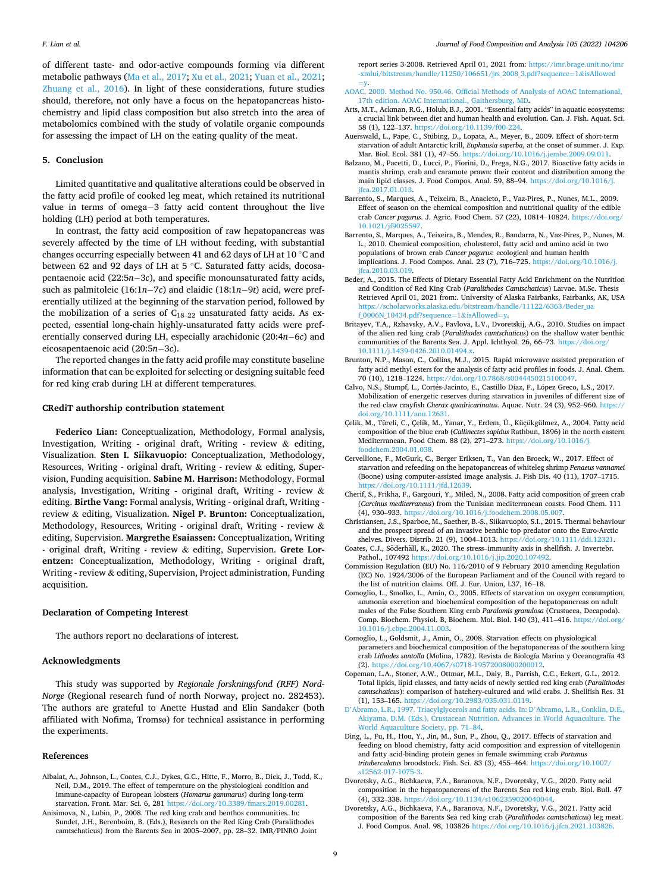of different taste- and odor-active compounds forming via different metabolic pathways (Ma et al., 2017; Xu et al., 2021; Yuan et al., 2021; Zhuang et al., 2016). In light of these considerations, future studies should, therefore, not only have a focus on the hepatopancreas histochemistry and lipid class composition but also stretch into the area of metabolomics combined with the study of volatile organic compounds for assessing the impact of LH on the eating quality of the meat.

## 5. Conclusion

Limited quantitative and qualitative alterations could be observed in the fatty acid profile of cooked leg meat, which retained its nutritional value in terms of omega−3 fatty acid content throughout the live holding (LH) period at both temperatures.

In contrast, the fatty acid composition of raw hepatopancreas was severely affected by the time of LH without feeding, with substantial changes occurring especially between 41 and 62 days of LH at 10 °C and between 62 and 92 days of LH at 5 °C. Saturated fatty acids, docosapentaenoic acid (22:5*n*−3*c*), and specific monounsaturated fatty acids, such as palmitoleic (16:1*n*−7*c*) and elaidic (18:1*n*−9*t*) acid, were preferentially utilized at the beginning of the starvation period, followed by the mobilization of a series of $C_{18-22}$ unsaturated fatty acids. As expected, essential long-chain highly-unsaturated fatty acids were preferentially conserved during LH, especially arachidonic (20:4*n*−6*c*) and eicosapentaenoic acid (20:5*n*−3*c*).

The reported changes in the fatty acid profile may constitute baseline information that can be exploited for selecting or designing suitable feed for red king crab during LH at different temperatures.

### CRediT authorship contribution statement

**Federico Lian:** Conceptualization, Methodology, Formal analysis, Investigation, Writing - original draft, Writing - review & editing, Visualization. **Sten I. Siikavuopio:** Conceptualization, Methodology, Resources, Writing - original draft, Writing - review & editing, Supervision, Funding acquisition. **Sabine M. Harrison:** Methodology, Formal analysis, Investigation, Writing - original draft, Writing - review & editing. **Birthe Vang:** Formal analysis, Writing - original draft, Writing - review & editing, Visualization. **Nigel P. Brunton:** Conceptualization, Methodology, Resources, Writing - original draft, Writing - review & editing, Supervision. **Margrethe Esaiassen:** Conceptualization, Writing - original draft, Writing - review & editing, Supervision. **Grete Lorentzen:** Conceptualization, Methodology, Writing - original draft, Writing - review & editing, Supervision, Project administration, Funding acquisition.

### Declaration of Competing Interest

The authors report no declarations of interest.

### Acknowledgments

This study was supported by *Regionale forskningsfond (RFF) Nord-Norge* (Regional research fund of north Norway, project no. 282453). The authors are grateful to Anette Hustad and Elin Sandaker (both affiliated with Nofima, Tromsø) for technical assistance in performing the experiments.

### References

Albalat, A., Johnson, L., Coates, C.J., Dykes, G.C., Hitte, F., Morro, B., Dick, J., Todd, K., Neil, D.M., 2019. The effect of temperature on the physiological condition and immune-capacity of European lobsters (*Homarus gammarus*) during long-term starvation. Front. Mar. Sci. 6, 281 https://doi.org/10.3389/fmars.2019.00281.

Anisimova, N., Lubin, P., 2008. The red king crab and benthos communities. In: Sundet, J.H., Berenboim, B. (Eds.), Research on the Red King Crab (Paralithodes camtschaticus) from the Barents Sea in 2005–2007, pp. 28–32. IMR/PINRO Joint report series 3-2008. Retrieved April 01, 2021 from: https://imr.brage.unit.no/imr-xmlui/bitstream/handle/11250/106651/jrs_2008_3.pdf?sequence=1&isAllowed=y.

AOAC, 2000. Method No. 950.46. Official Methods of Analysis of AOAC International, 17th edition. AOAC International., Gaithersburg, MD.

Arts, M.T., Ackman, R.G., Holub, B.J., 2001. "Essential fatty acids" in aquatic ecosystems: a crucial link between diet and human health and evolution. Can. J. Fish. Aquat. Sci. 58 (1), 122–137. https://doi.org/10.1139/f00-224.

Auerswald, L., Pape, C., Stübing, D., Lopata, A., Meyer, B., 2009. Effect of short-term starvation of adult Antarctic krill, *Euphausia superba*, at the onset of summer. J. Exp. Mar. Biol. Ecol. 381 (1), 47–56. https://doi.org/10.1016/j.jembe.2009.09.011.

Balzano, M., Pacetti, D., Lucci, P., Fiorini, D., Frega, N.G., 2017. Bioactive fatty acids in mantis shrimp, crab and caramote prawn: their content and distribution among the main lipid classes. J. Food Compos. Anal. 59, 88–94. https://doi.org/10.1016/j.jfca.2017.01.013.

Barrento, S., Marques, A., Teixeira, B., Anacleto, P., Vaz-Pires, P., Nunes, M.L., 2009. Effect of season on the chemical composition and nutritional quality of the edible crab *Cancer pagurus*. J. Agric. Food Chem. 57 (22), 10814–10824. https://doi.org/10.1021/jf9025597.

Barrento, S., Marques, A., Teixeira, B., Mendes, R., Bandarra, N., Vaz-Pires, P., Nunes, M.L., 2010. Chemical composition, cholesterol, fatty acid and amino acid in two populations of brown crab *Cancer pagurus*: ecological and human health implications. J. Food Compos. Anal. 23 (7), 716–725. https://doi.org/10.1016/j.jfca.2010.03.019.

Beder, A., 2015. The Effects of Dietary Essential Fatty Acid Enrichment on the Nutrition and Condition of Red King Crab (*Paralithodes Camtschaticus*) Larvae. M.Sc. Thesis Retrieved April 01, 2021 from:. University of Alaska Fairbanks, Fairbanks, AK, USA https://scholarworks.alaska.edu/bitstream/handle/11122/6363/Beder_uaf_0006N_10434.pdf?sequence=1&isAllowed=y.

Britayev, T.A., Rzhavsky, A.V., Pavlova, L.V., Dvoretskij, A.G., 2010. Studies on impact of the alien red king crab (*Paralithodes camtschaticus*) on the shallow water benthic communities of the Barents Sea. J. Appl. Ichthyol. 26, 66–73. https://doi.org/10.1111/j.1439-0426.2010.01494.x.

Brunton, N.P., Mason, C., Collins, M.J., 2015. Rapid microwave assisted preparation of fatty acid methyl esters for the analysis of fatty acid profiles in foods. J. Anal. Chem. 70 (10), 1218–1224. https://doi.org/10.7868/s0044450215100047.

Calvo, N.S., Stumpf, L., Cortés-Jacinto, E., Castillo Díaz, F., López Greco, L.S., 2017. Mobilization of energetic reserves during starvation in juveniles of different size of the red claw crayfish *Cherax quadricarinatus*. Aquac. Nutr. 24 (3), 952–960. https://doi.org/10.1111/anu.12631.

Çelik, M., Türeli, C., Çelik, M., Yanar, Y., Erdem, Ü., Küçükgülmez, A., 2004. Fatty acid composition of the blue crab (*Callinectes sapidus* Rathbun, 1896) in the north eastern Mediterranean. Food Chem. 88 (2), 271–273. https://doi.org/10.1016/j.foodchem.2004.01.038.

Cervellione, F., McGurk, C., Berger Eriksen, T., Van den Broeck, W., 2017. Effect of starvation and refeeding on the hepatopancreas of whiteleg shrimp *Penaeus vannamei* (Boone) using computer-assisted image analysis. J. Fish Dis. 40 (11), 1707–1715. https://doi.org/10.1111/jfd.12639.

Cherif, S., Frikha, F., Gargouri, Y., Miled, N., 2008. Fatty acid composition of green crab (*Carcinus mediterraneus*) from the Tunisian mediterranean coasts. Food Chem. 111 (4), 930–933. https://doi.org/10.1016/j.foodchem.2008.05.007.

Christiansen, J.S., Sparboe, M., Saether, B.-S., Siikavuopio, S.I., 2015. Thermal behaviour and the prospect spread of an invasive benthic top predator onto the Euro-Arctic shelves. Divers. Distrib. 21 (9), 1004–1013. https://doi.org/10.1111/ddi.12321.

Coates, C.J., Söderhäll, K., 2020. The stress–immunity axis in shellfish. J. Invertebr. Pathol., 107492 https://doi.org/10.1016/j.jip.2020.107492.

Commission Regulation (EU) No. 116/2010 of 9 February 2010 amending Regulation (EC) No. 1924/2006 of the European Parliament and of the Council with regard to the list of nutrition claims. Off. J. Eur. Union, L37, 16–18.

Comoglio, L., Smolko, L., Amin, O., 2005. Effects of starvation on oxygen consumption, ammonia excretion and biochemical composition of the hepatopancreas on adult males of the False Southern King crab *Paralomis granulosa* (Crustacea, Decapoda). Comp. Biochem. Physiol. B, Biochem. Mol. Biol. 140 (3), 411–416. https://doi.org/10.1016/j.cbpc.2004.11.003.

Comoglio, L., Goldsmit, J., Amin, O., 2008. Starvation effects on physiological parameters and biochemical composition of the hepatopancreas of the southern king crab *Lithodes santolla* (Molina, 1782). Revista de Biología Marina y Oceanografía 43 (2). https://doi.org/10.4067/s0718-19572008000200012.

Copeman, L.A., Stoner, A.W., Ottmar, M.L., Daly, B., Parrish, C.C., Eckert, G.L., 2012. Total lipids, lipid classes, and fatty acids of newly settled red king crab (*Paralithodes camtschaticus*): comparison of hatchery-cultured and wild crabs. J. Shellfish Res. 31 (1), 153–165. https://doi.org/10.2983/035.031.0119.

D'Abramo, L.R., 1997. Triacylglycerols and fatty acids. In: D'Abramo, L.R., Conklin, D.E., Akiyama, D.M. (Eds.), Crustacean Nutrition. Advances in World Aquaculture. The World Aquaculture Society, pp. 71–84.

Ding, L., Fu, H., Hou, Y., Jin, M., Sun, P., Zhou, Q., 2017. Effects of starvation and feeding on blood chemistry, fatty acid composition and expression of vitellogenin and fatty acid-binding protein genes in female swimming crab *Portunus trituberculatus* broodstock. Fish. Sci. 83 (3), 455–464. https://doi.org/10.1007/s12562-017-1075-3.

Dvoretsky, A.G., Bichkaeva, F.A., Baranova, N.F., Dvoretsky, V.G., 2020. Fatty acid composition in the hepatopancreas of the Barents Sea red king crab. Biol. Bull. 47 (4), 332–338. https://doi.org/10.1134/s1062359020040044.

Dvoretsky, A.G., Bichkaeva, F.A., Baranova, N.F., Dvoretsky, V.G., 2021. Fatty acid composition of the Barents Sea red king crab (*Paralithodes camtschaticus*) leg meat. J. Food Compos. Anal. 98, 103826 https://doi.org/10.1016/j.jfca.2021.103826.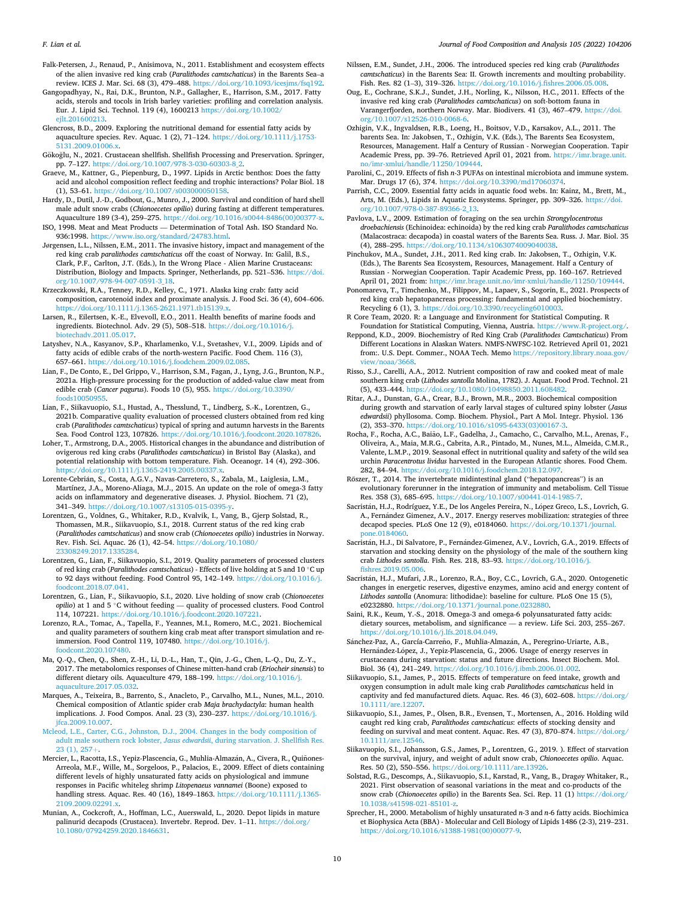Falk-Petersen, J., Renaud, P., Anisimova, N., 2011. Establishment and ecosystem effects of the alien invasive red king crab (*Paralithodes camtschaticus*) in the Barents Sea–a review. ICES J. Mar. Sci. 68 (3), 479–488. https://doi.org/10.1093/icesjms/fsq192.

Gangopadhyay, N., Rai, D.K., Brunton, N.P., Gallagher, E., Harrison, S.M., 2017. Fatty acids, sterols and tocols in Irish barley varieties: profiling and correlation analysis. Eur. J. Lipid Sci. Technol. 119 (4), 1600213 https://doi.org/10.1002/ejlt.201600213.

Glencross, B.D., 2009. Exploring the nutritional demand for essential fatty acids by aquaculture species. Rev. Aquac. 1 (2), 71–124. https://doi.org/10.1111/j.1753-5131.2009.01006.x.

Gökoğlu, N., 2021. Crustacean shellfish. Shellfish Processing and Preservation. Springer, pp. 7–127. https://doi.org/10.1007/978-3-030-60303-8_2.

Graeve, M., Kattner, G., Piepenburg, D., 1997. Lipids in Arctic benthos: Does the fatty acid and alcohol composition reflect feeding and trophic interactions. Polar Biol. 18 (1), 53–61. https://doi.org/10.1007/s003000050158.

Hardy, D., Dutil, J.-D., Godbout, G., Munro, J., 2000. Survival and condition of hard shell male adult snow crabs (*Chionoecetes opilio*) during fasting at different temperatures. Aquaculture 189 (3-4), 259–275. https://doi.org/10.1016/s0044-8486(00)00377-x.

ISO, 1998. Meat and Meat Products — Determination of Total Ash. ISO Standard No. 936:1998. https://www.iso.org/standard/24783.html.

Jørgensen, L.L., Nilssen, E.M., 2011. The invasive history, impact and management of the red king crab *paralithodes camtschaticus* off the coast of Norway. In: Galil, B.S., Clark, P.F., Carlton, J.T. (Eds.), In the Wrong Place - Alien Marine Crustaceans: Distribution, Biology and Impacts. Springer, Netherlands, pp. 521–536. https://doi.org/10.1007/978-94-007-0591-3_18.

Krzeczkowski, R.A., Tenney, R.D., Kelley, C., 1971. Alaska king crab: fatty acid composition, carotenoid index and proximate analysis. J. Food Sci. 36 (4), 604–606. https://doi.org/10.1111/j.1365-2621.1971.tb15139.x.

Larsen, R., Eilertsen, K.-E., Elvevoll, E.O., 2011. Health benefits of marine foods and ingredients. Biotechnol. Adv. 29 (5), 508–518. https://doi.org/10.1016/j.biotechadv.2011.05.017.

Latyshev, N.A., Kasyanov, S.P., Kharlamenko, V.I., Svetashev, V.I., 2009. Lipids and of fatty acids of edible crabs of the north-western Pacific. Food Chem. 116 (3), 657–661. https://doi.org/10.1016/j.foodchem.2009.02.085.

Lian, F., De Conto, E., Del Grippo, V., Harrison, S.M., Fagan, J., Lyng, J.G., Brunton, N.P., 2021a. High-pressure processing for the production of added-value claw meat from edible crab (*Cancer pagurus*). Foods 10 (5), 955. https://doi.org/10.3390/foods10050955.

Lian, F., Siikavuopio, S.I., Hustad, A., Thesslund, T., Lindberg, S.-K., Lorentzen, G., 2021b. Comparative quality evaluation of processed clusters obtained from red king crab (*Paralithodes camtschaticus*) typical of spring and autumn harvests in the Barents Sea. Food Control 123, 107826. https://doi.org/10.1016/j.foodcont.2020.107826.

Loher, T., Armstrong, D.A., 2005. Historical changes in the abundance and distribution of ovigerous red king crabs (*Paralithodes camtschaticus*) in Bristol Bay (Alaska), and potential relationship with bottom temperature. Fish. Oceanogr. 14 (4), 292–306. https://doi.org/10.1111/j.1365-2419.2005.00337.x.

Lorente-Cebrián, S., Costa, A.G.V., Navas-Carretero, S., Zabala, M., Laiglesia, L.M., Martínez, J.A., Moreno-Aliaga, M.J., 2015. An update on the role of omega-3 fatty acids on inflammatory and degenerative diseases. J. Physiol. Biochem. 71 (2), 341–349. https://doi.org/10.1007/s13105-015-0395-y.

Lorentzen, G., Voldnes, G., Whitaker, R.D., Kvalvik, I., Vang, B., Gjerp Solstad, R., Thomassen, M.R., Siikavuopio, S.I., 2018. Current status of the red king crab (*Paralithodes camtschaticus*) and snow crab (*Chionoecetes opilio*) industries in Norway. Rev. Fish. Sci. Aquac. 26 (1), 42–54. https://doi.org/10.1080/23308249.2017.1335284.

Lorentzen, G., Lian, F., Siikavuopio, S.I., 2019. Quality parameters of processed clusters of red king crab (*Paralithodes camtschaticus*) - Effects of live holding at 5 and 10 °C up to 92 days without feeding. Food Control 95, 142–149. https://doi.org/10.1016/j.foodcont.2018.07.041.

Lorentzen, G., Lian, F., Siikavuopio, S.I., 2020. Live holding of snow crab (*Chionoecetes opilio*) at 1 and 5 °C without feeding — quality of processed clusters. Food Control 114, 107221. https://doi.org/10.1016/j.foodcont.2020.107221.

Lorenzo, R.A., Tomac, A., Tapella, F., Yeannes, M.I., Romero, M.C., 2021. Biochemical and quality parameters of southern king crab meat after transport simulation and re-immersion. Food Control 119, 107480. https://doi.org/10.1016/j.foodcont.2020.107480.

Ma, Q.-Q., Chen, Q., Shen, Z.-H., Li, D.-L., Han, T., Qin, J.-G., Chen, L.-Q., Du, Z.-Y., 2017. The metabolomics responses of Chinese mitten-hand crab (*Eriocheir sinensis*) to different dietary oils. Aquaculture 479, 188–199. https://doi.org/10.1016/j.aquaculture.2017.05.032.

Marques, A., Teixeira, B., Barrento, S., Anacleto, P., Carvalho, M.L., Nunes, M.L., 2010. Chemical composition of Atlantic spider crab *Maja brachydactyla*: human health implications. J. Food Compos. Anal. 23 (3), 230–237. https://doi.org/10.1016/j.jfca.2009.10.007.

Mcleod, L.E., Carter, C.G., Johnston, D.J., 2004. Changes in the body composition of adult male southern rock lobster, *Jasus edwardsii*, during starvation. J. Shellfish Res. 23 (1), 257+.

Mercier, L., Racotta, I.S., Yepiz-Plascencia, G., Muhlia-Almazán, A., Civera, R., Quiñones-Arreola, M.F., Wille, M., Sorgeloos, P., Palacios, E., 2009. Effect of diets containing different levels of highly unsaturated fatty acids on physiological and immune responses in Pacific whiteleg shrimp *Litopenaeus vannamei* (Boone) exposed to handling stress. Aquac. Res. 40 (16), 1849–1863. https://doi.org/10.1111/j.1365-2109.2009.02291.x.

Munian, A., Cockcroft, A., Hoffman, L.C., Auerswald, L., 2020. Depot lipids in mature palinurid decapods (Crustacea). Invertebr. Reprod. Dev. 1–11. https://doi.org/10.1080/07924259.2020.1846631.

Nilssen, E.M., Sundet, J.H., 2006. The introduced species red king crab (*Paralithodes camtschaticus*) in the Barents Sea: II. Growth increments and moulting probability. Fish. Res. 82 (1–3), 319–326. https://doi.org/10.1016/j.fishres.2006.05.008.

Oug, E., Cochrane, S.K.J., Sundet, J.H., Norling, K., Nilsson, H.C., 2011. Effects of the invasive red king crab (*Paralithodes camtschaticus*) on soft-bottom fauna in Varangerfjorden, northern Norway. Mar. Biodivers. 41 (3), 467–479. https://doi.org/10.1007/s12526-010-0068-6.

Ozhigin, V.K., Ingvaldsen, R.B., Loeng, H., Boitsov, V.D., Karsakov, A.L., 2011. The barents Sea. In: Jakobsen, T., Ozhigin, V.K. (Eds.), The Barents Sea Ecosystem, Resources, Management. Half a Century of Russian - Norwegian Cooperation. Tapir Academic Press, pp. 39–76. Retrieved April 01, 2021 from. https://imr.brage.unit.no/imr-xmlui/handle/11250/109444.

Parolini, C., 2019. Effects of fish *n*-3 PUFAs on intestinal microbiota and immune system. Mar. Drugs 17 (6), 374. https://doi.org/10.3390/md17060374.

Parrish, C.C., 2009. Essential fatty acids in aquatic food webs. In: Kainz, M., Brett, M., Arts, M. (Eds.), Lipids in Aquatic Ecosystems. Springer, pp. 309–326. https://doi.org/10.1007/978-0-387-89366-2_13.

Pavlova, L.V., 2009. Estimation of foraging on the sea urchin *Strongylocentrotus droebachiensis* (Echinoidea: echinoida) by the red king crab *Paralithodes camtschaticus* (Malacostraca: decapoda) in coastal waters of the Barents Sea. Russ. J. Mar. Biol. 35 (4), 288–295. https://doi.org/10.1134/s1063074009040038.

Pinchukov, M.A., Sundet, J.H., 2011. Red king crab. In: Jakobsen, T., Ozhigin, V.K. (Eds.), The Barents Sea Ecosystem, Resources, Management. Half a Century of Russian - Norwegian Cooperation. Tapir Academic Press, pp. 160–167. Retrieved April 01, 2021 from: https://imr.brage.unit.no/imr-xmlui/handle/11250/109444.

Ponomareva, T., Timchenko, M., Filippov, M., Lapaev, S., Sogorin, E., 2021. Prospects of red king crab hepatopancreas processing: fundamental and applied biochemistry. Recycling 6 (1), 3. https://doi.org/10.3390/recycling6010003.

R Core Team, 2020. R: a Language and Environment for Statistical Computing. R Foundation for Statistical Computing, Vienna, Austria. https://www.R-project.org/.

Reppond, K.D., 2009. Biochemistry of Red King Crab (*Paralithodes Camtschaticus*) From Different Locations in Alaskan Waters. NMFS-NWFSC-102. Retrieved April 01, 2021 from:. U.S. Dept. Commer., NOAA Tech. Memo https://repository.library.noaa.gov/view/noaa/3668.

Risso, S.J., Carelli, A.A., 2012. Nutrient composition of raw and cooked meat of male southern king crab (*Lithodes santolla* Molina, 1782). J. Aquat. Food Prod. Technol. 21 (5), 433–444. https://doi.org/10.1080/10498850.2011.608482.

Ritar, A.J., Dunstan, G.A., Crear, B.J., Brown, M.R., 2003. Biochemical composition during growth and starvation of early larval stages of cultured spiny lobster (*Jasus edwardsii*) phyllosoma. Comp. Biochem. Physiol., Part A Mol. Integr. Physiol. 136 (2), 353–370. https://doi.org/10.1016/s1095-6433(03)00167-3.

Rocha, F., Rocha, A.C., Baião, L.F., Gadelha, J., Camacho, C., Carvalho, M.L., Arenas, F., Oliveira, A., Maia, M.R.G., Cabrita, A.R., Pintado, M., Nunes, M.L., Almeida, C.M.R., Valente, L.M.P., 2019. Seasonal effect in nutritional quality and safety of the wild sea urchin *Paracentrotus lividus* harvested in the European Atlantic shores. Food Chem. 282, 84–94. https://doi.org/10.1016/j.foodchem.2018.12.097.

Rőszer, T., 2014. The invertebrate midintestinal gland ("hepatopancreas") is an evolutionary forerunner in the integration of immunity and metabolism. Cell Tissue Res. 358 (3), 685–695. https://doi.org/10.1007/s00441-014-1985-7.

Sacristán, H.J., Rodríguez, Y.E., De los Angeles Pereira, N., López Greco, L.S., Lovrich, G.A., Fernández Gimenez, A.V., 2017. Energy reserves mobilization: strategies of three decapod species. PLoS One 12 (9), e0184060. https://doi.org/10.1371/journal.pone.0184060.

Sacristán, H.J., Di Salvatore, P., Fernández-Gimenez, A.V., Lovrich, G.A., 2019. Effects of starvation and stocking density on the physiology of the male of the southern king crab *Lithodes santolla*. Fish. Res. 218, 83–93. https://doi.org/10.1016/j.fishres.2019.05.006.

Sacristán, H.J., Mufari, J.R., Lorenzo, R.A., Boy, C.C., Lovrich, G.A., 2020. Ontogenetic changes in energetic reserves, digestive enzymes, amino acid and energy content of *Lithodes santolla* (Anomura: lithodidae): baseline for culture. PLoS One 15 (5), e0232880. https://doi.org/10.1371/journal.pone.0232880.

Saini, R.K., Keum, Y.-S., 2018. Omega-3 and omega-6 polyunsaturated fatty acids: dietary sources, metabolism, and significance — a review. Life Sci. 203, 255–267. https://doi.org/10.1016/j.lfs.2018.04.049.

Sánchez-Paz, A., García-Carreño, F., Muhlia-Almazán, A., Peregrino-Uriarte, A.B., Hernández-López, J., Yepiz-Plascencia, G., 2006. Usage of energy reserves in crustaceans during starvation: status and future directions. Insect Biochem. Mol. Biol. 36 (4), 241–249. https://doi.org/10.1016/j.ibmb.2006.01.002.

Siikavuopio, S.I., James, P., 2015. Effects of temperature on feed intake, growth and oxygen consumption in adult male king crab *Paralithodes camtschaticus* held in captivity and fed manufactured diets. Aquac. Res. 46 (3), 602–608. https://doi.org/10.1111/are.12207.

Siikavuopio, S.I., James, P., Olsen, B.R., Evensen, T., Mortensen, A., 2016. Holding wild caught red king crab, *Paralithodes camtschaticus*: effects of stocking density and feeding on survival and meat content. Aquac. Res. 47 (3), 870–874. https://doi.org/10.1111/are.12546.

Siikavuopio, S.I., Johansson, G.S., James, P., Lorentzen, G., 2019. ). Effect of starvation on the survival, injury, and weight of adult snow crab, *Chionoecetes opilio*. Aquac. Res. 50 (2), 550–556. https://doi.org/10.1111/are.13926.

Solstad, R.G., Descomps, A., Siikavuopio, S.I., Karstad, R., Vang, B., Dragøy Whitaker, R., 2021. First observation of seasonal variations in the meat and co-products of the snow crab (*Chionoecetes opilio*) in the Barents Sea. Sci. Rep. 11 (1) https://doi.org/10.1038/s41598-021-85101-z.

Sprecher, H., 2000. Metabolism of highly unsaturated *n*-3 and *n*-6 fatty acids. Biochimica et Biophysica Acta (BBA) - Molecular and Cell Biology of Lipids 1486 (2-3), 219–231. https://doi.org/10.1016/s1388-1981(00)00077-9.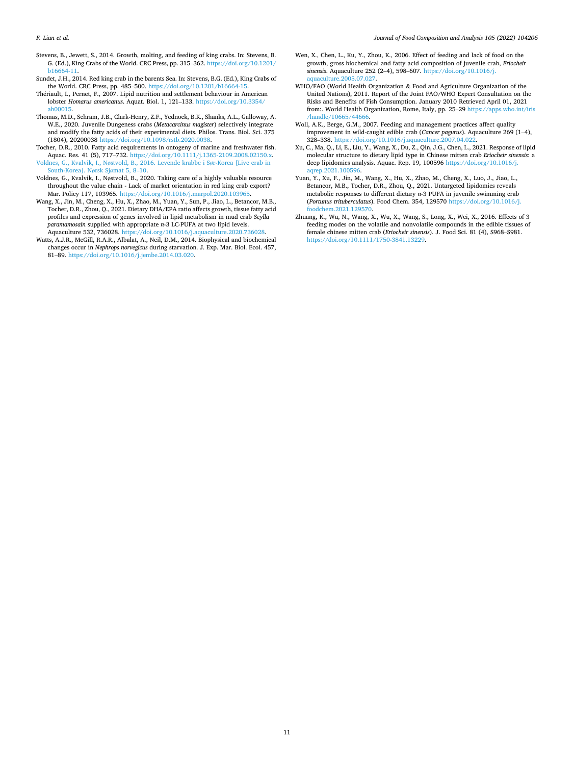Stevens, B., Jewett, S., 2014. Growth, molting, and feeding of king crabs. In: Stevens, B. G. (Ed.), King Crabs of the World. CRC Press, pp. 315–362. https://doi.org/10.1201/b16664-11.

Sundet, J.H., 2014. Red king crab in the barents Sea. In: Stevens, B.G. (Ed.), King Crabs of the World. CRC Press, pp. 485–500. https://doi.org/10.1201/b16664-15.

Thériault, I., Pernet, F., 2007. Lipid nutrition and settlement behaviour in American lobster *Homarus americanus*. Aquat. Biol. 1, 121–133. https://doi.org/10.3354/ab00015.

Thomas, M.D., Schram, J.B., Clark-Henry, Z.F., Yednock, B.K., Shanks, A.L., Galloway, A. W.E., 2020. Juvenile Dungeness crabs (*Metacarcinus magister*) selectively integrate and modify the fatty acids of their experimental diets. Philos. Trans. Biol. Sci. 375 (1804), 20200038 https://doi.org/10.1098/rstb.2020.0038.

Tocher, D.R., 2010. Fatty acid requirements in ontogeny of marine and freshwater fish. Aquac. Res. 41 (5), 717–732. https://doi.org/10.1111/j.1365-2109.2008.02150.x.

Voldnes, G., Kvalvik, I., Nøstvold, B., 2016. Levende krabbe i Sør-Korea [Live crab in South-Korea]. Nørsk Sjømat 5, 8–10.

Voldnes, G., Kvalvik, I., Nøstvold, B., 2020. Taking care of a highly valuable resource throughout the value chain - Lack of market orientation in red king crab export? Mar. Policy 117, 103965. https://doi.org/10.1016/j.marpol.2020.103965.

Wang, X., Jin, M., Cheng, X., Hu, X., Zhao, M., Yuan, Y., Sun, P., Jiao, L., Betancor, M.B., Tocher, D.R., Zhou, Q., 2021. Dietary DHA/EPA ratio affects growth, tissue fatty acid profiles and expression of genes involved in lipid metabolism in mud crab *Scylla paramamosain* supplied with appropriate *n*-3 LC-PUFA at two lipid levels. Aquaculture 532, 736028. https://doi.org/10.1016/j.aquaculture.2020.736028.

Watts, A.J.R., McGill, R.A.R., Albalat, A., Neil, D.M., 2014. Biophysical and biochemical changes occur in *Nephrops norvegicus* during starvation. J. Exp. Mar. Biol. Ecol. 457, 81–89. https://doi.org/10.1016/j.jembe.2014.03.020.

Wen, X., Chen, L., Ku, Y., Zhou, K., 2006. Effect of feeding and lack of food on the growth, gross biochemical and fatty acid composition of juvenile crab, *Eriocheir sinensis*. Aquaculture 252 (2–4), 598–607. https://doi.org/10.1016/j.aquaculture.2005.07.027.

WHO/FAO (World Health Organization & Food and Agriculture Organization of the United Nations), 2011. Report of the Joint FAO/WHO Expert Consultation on the Risks and Benefits of Fish Consumption. January 2010 Retrieved April 01, 2021 from:. World Health Organization, Rome, Italy, pp. 25–29 https://apps.who.int/iris/handle/10665/44666.

Woll, A.K., Berge, G.M., 2007. Feeding and management practices affect quality improvement in wild-caught edible crab (*Cancer pagurus*). Aquaculture 269 (1–4), 328–338. https://doi.org/10.1016/j.aquaculture.2007.04.022.

Xu, C., Ma, Q., Li, E., Liu, Y., Wang, X., Du, Z., Qin, J.G., Chen, L., 2021. Response of lipid molecular structure to dietary lipid type in Chinese mitten crab *Eriocheir sinensis*: a deep lipidomics analysis. Aquac. Rep. 19, 100596 https://doi.org/10.1016/j.aqrep.2021.100596.

Yuan, Y., Xu, F., Jin, M., Wang, X., Hu, X., Zhao, M., Cheng, X., Luo, J., Jiao, L., Betancor, M.B., Tocher, D.R., Zhou, Q., 2021. Untargeted lipidomics reveals metabolic responses to different dietary *n*-3 PUFA in juvenile swimming crab (*Portunus trituberculatus*). Food Chem. 354, 129570 https://doi.org/10.1016/j.foodchem.2021.129570.

Zhuang, K., Wu, N., Wang, X., Wu, X., Wang, S., Long, X., Wei, X., 2016. Effects of 3 feeding modes on the volatile and nonvolatile compounds in the edible tissues of female chinese mitten crab (*Eriocheir sinensis*). J. Food Sci. 81 (4), S968–S981. https://doi.org/10.1111/1750-3841.13229.